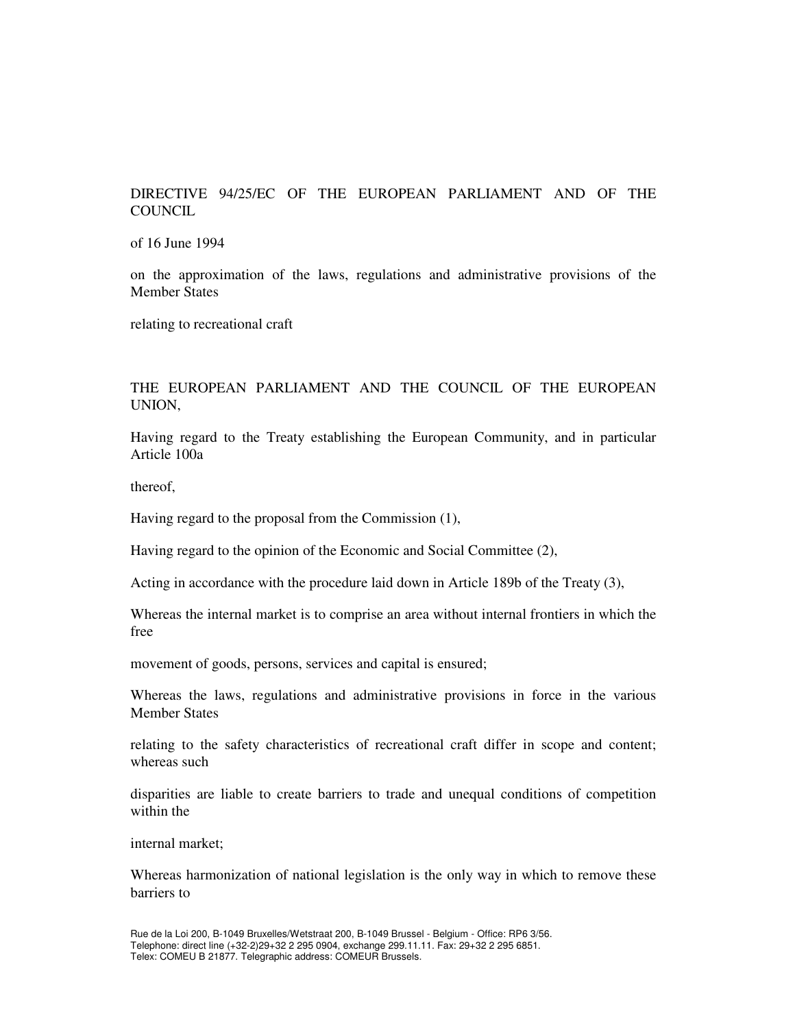# DIRECTIVE 94/25/EC OF THE EUROPEAN PARLIAMENT AND OF THE COUNCIL

of 16 June 1994

on the approximation of the laws, regulations and administrative provisions of the Member States

relating to recreational craft

THE EUROPEAN PARLIAMENT AND THE COUNCIL OF THE EUROPEAN UNION,

Having regard to the Treaty establishing the European Community, and in particular Article 100a

thereof,

Having regard to the proposal from the Commission (1),

Having regard to the opinion of the Economic and Social Committee (2),

Acting in accordance with the procedure laid down in Article 189b of the Treaty (3),

Whereas the internal market is to comprise an area without internal frontiers in which the free

movement of goods, persons, services and capital is ensured;

Whereas the laws, regulations and administrative provisions in force in the various Member States

relating to the safety characteristics of recreational craft differ in scope and content; whereas such

disparities are liable to create barriers to trade and unequal conditions of competition within the

internal market;

Whereas harmonization of national legislation is the only way in which to remove these barriers to

Rue de la Loi 200, B-1049 Bruxelles/Wetstraat 200, B-1049 Brussel - Belgium - Office: RP6 3/56.
Telephone: direct line (+32-2)29+32 2 295 0904, exchange 299.11.11. Fax: 29+32 2 295 6851.
Telex: COMEU B 21877. Telegraphic address: COMEUR Brussels.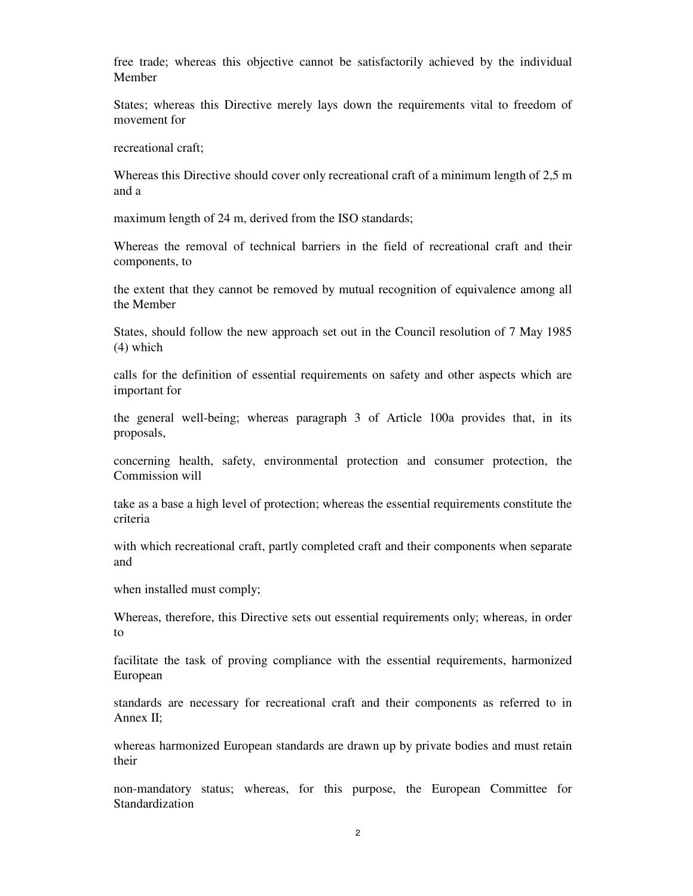free trade; whereas this objective cannot be satisfactorily achieved by the individual Member

States; whereas this Directive merely lays down the requirements vital to freedom of movement for

recreational craft;

Whereas this Directive should cover only recreational craft of a minimum length of 2,5 m and a

maximum length of 24 m, derived from the ISO standards;

Whereas the removal of technical barriers in the field of recreational craft and their components, to

the extent that they cannot be removed by mutual recognition of equivalence among all the Member

States, should follow the new approach set out in the Council resolution of 7 May 1985 (4) which

calls for the definition of essential requirements on safety and other aspects which are important for

the general well-being; whereas paragraph 3 of Article 100a provides that, in its proposals,

concerning health, safety, environmental protection and consumer protection, the Commission will

take as a base a high level of protection; whereas the essential requirements constitute the criteria

with which recreational craft, partly completed craft and their components when separate and

when installed must comply;

Whereas, therefore, this Directive sets out essential requirements only; whereas, in order to

facilitate the task of proving compliance with the essential requirements, harmonized European

standards are necessary for recreational craft and their components as referred to in Annex II;

whereas harmonized European standards are drawn up by private bodies and must retain their

non-mandatory status; whereas, for this purpose, the European Committee for Standardization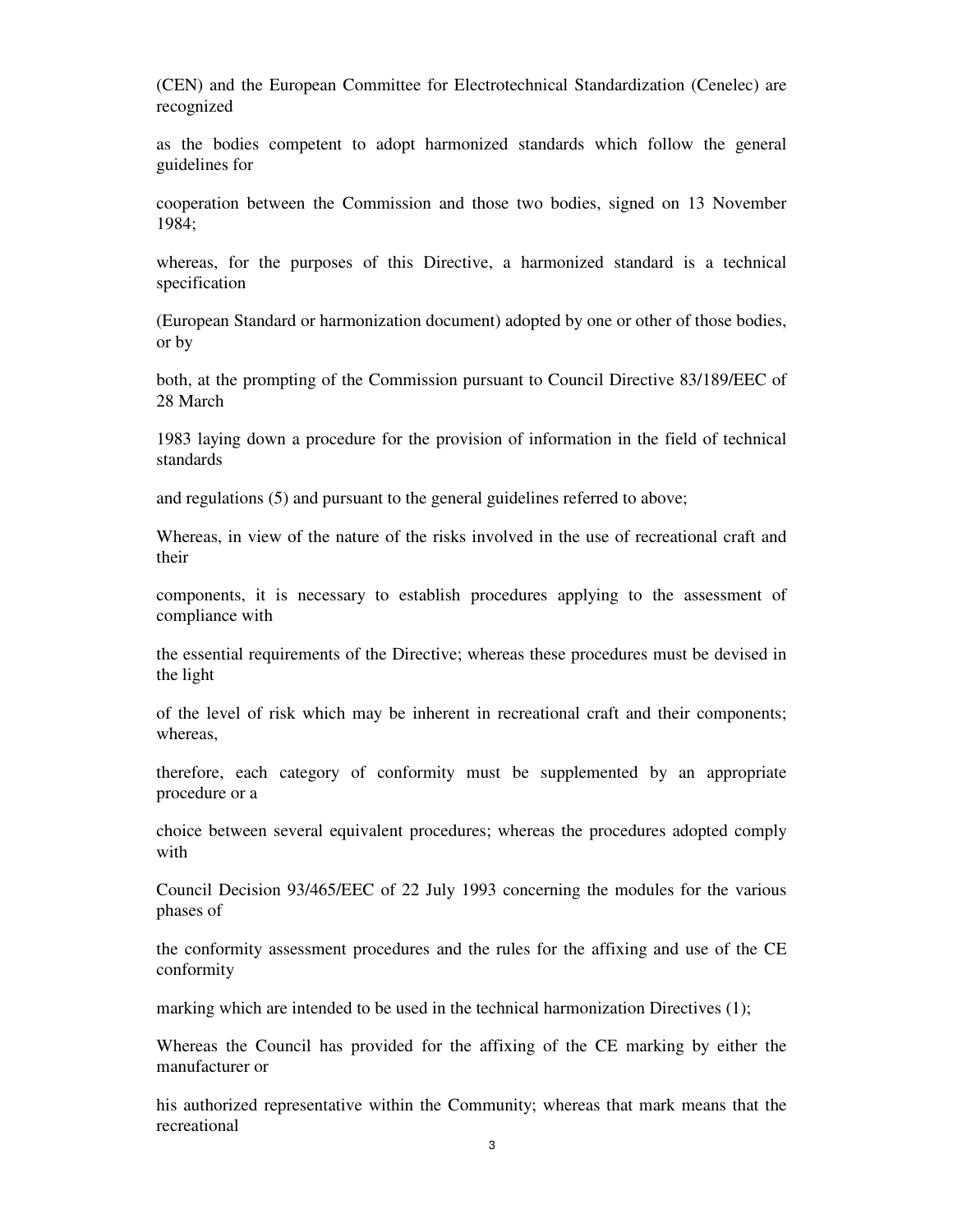(CEN) and the European Committee for Electrotechnical Standardization (Cenelec) are recognized

as the bodies competent to adopt harmonized standards which follow the general guidelines for

cooperation between the Commission and those two bodies, signed on 13 November 1984;

whereas, for the purposes of this Directive, a harmonized standard is a technical specification

(European Standard or harmonization document) adopted by one or other of those bodies, or by

both, at the prompting of the Commission pursuant to Council Directive 83/189/EEC of 28 March

1983 laying down a procedure for the provision of information in the field of technical standards

and regulations (5) and pursuant to the general guidelines referred to above;

Whereas, in view of the nature of the risks involved in the use of recreational craft and their

components, it is necessary to establish procedures applying to the assessment of compliance with

the essential requirements of the Directive; whereas these procedures must be devised in the light

of the level of risk which may be inherent in recreational craft and their components; whereas,

therefore, each category of conformity must be supplemented by an appropriate procedure or a

choice between several equivalent procedures; whereas the procedures adopted comply with

Council Decision 93/465/EEC of 22 July 1993 concerning the modules for the various phases of

the conformity assessment procedures and the rules for the affixing and use of the CE conformity

marking which are intended to be used in the technical harmonization Directives (1);

Whereas the Council has provided for the affixing of the CE marking by either the manufacturer or

his authorized representative within the Community; whereas that mark means that the recreational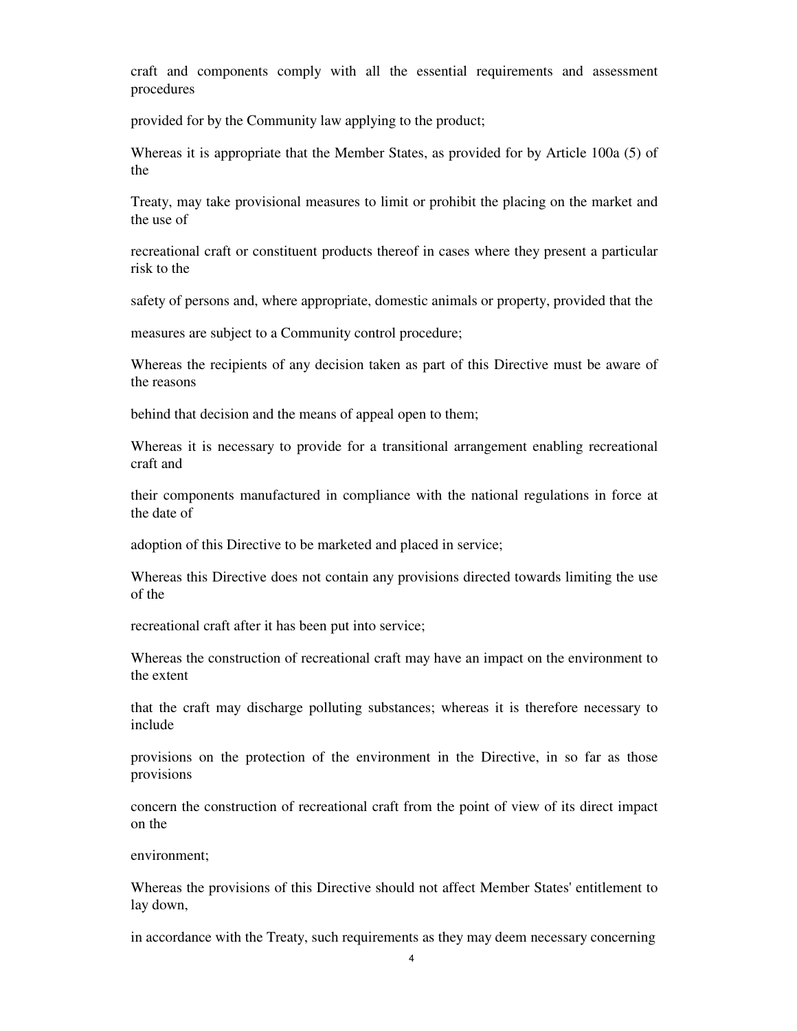craft and components comply with all the essential requirements and assessment procedures

provided for by the Community law applying to the product;

Whereas it is appropriate that the Member States, as provided for by Article 100a (5) of the

Treaty, may take provisional measures to limit or prohibit the placing on the market and the use of

recreational craft or constituent products thereof in cases where they present a particular risk to the

safety of persons and, where appropriate, domestic animals or property, provided that the

measures are subject to a Community control procedure;

Whereas the recipients of any decision taken as part of this Directive must be aware of the reasons

behind that decision and the means of appeal open to them;

Whereas it is necessary to provide for a transitional arrangement enabling recreational craft and

their components manufactured in compliance with the national regulations in force at the date of

adoption of this Directive to be marketed and placed in service;

Whereas this Directive does not contain any provisions directed towards limiting the use of the

recreational craft after it has been put into service;

Whereas the construction of recreational craft may have an impact on the environment to the extent

that the craft may discharge polluting substances; whereas it is therefore necessary to include

provisions on the protection of the environment in the Directive, in so far as those provisions

concern the construction of recreational craft from the point of view of its direct impact on the

environment;

Whereas the provisions of this Directive should not affect Member States' entitlement to lay down,

in accordance with the Treaty, such requirements as they may deem necessary concerning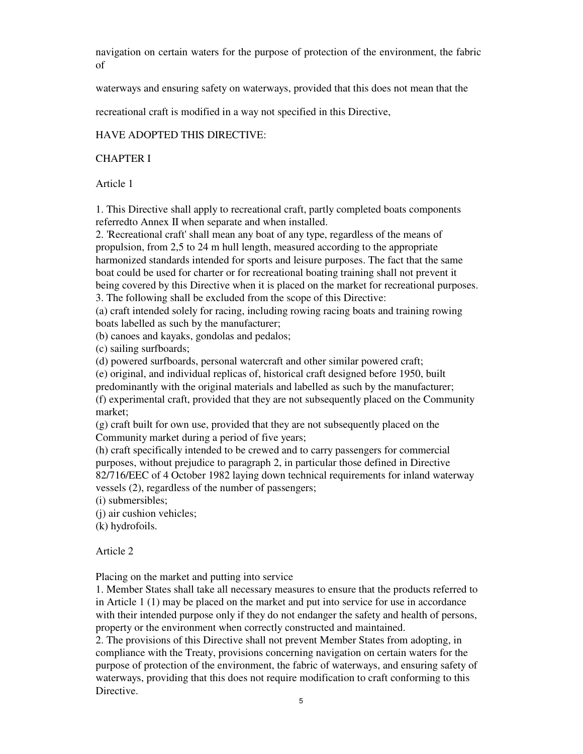navigation on certain waters for the purpose of protection of the environment, the fabric of

waterways and ensuring safety on waterways, provided that this does not mean that the

recreational craft is modified in a way not specified in this Directive,

HAVE ADOPTED THIS DIRECTIVE:

CHAPTER I

Article 1

1. This Directive shall apply to recreational craft, partly completed boats components referredto Annex II when separate and when installed.
2. 'Recreational craft' shall mean any boat of any type, regardless of the means of propulsion, from 2,5 to 24 m hull length, measured according to the appropriate harmonized standards intended for sports and leisure purposes. The fact that the same boat could be used for charter or for recreational boating training shall not prevent it being covered by this Directive when it is placed on the market for recreational purposes.
3. The following shall be excluded from the scope of this Directive:
(a) craft intended solely for racing, including rowing racing boats and training rowing boats labelled as such by the manufacturer;
(b) canoes and kayaks, gondolas and pedalos;
(c) sailing surfboards;
(d) powered surfboards, personal watercraft and other similar powered craft;
(e) original, and individual replicas of, historical craft designed before 1950, built predominantly with the original materials and labelled as such by the manufacturer;
(f) experimental craft, provided that they are not subsequently placed on the Community market;
(g) craft built for own use, provided that they are not subsequently placed on the Community market during a period of five years;
(h) craft specifically intended to be crewed and to carry passengers for commercial purposes, without prejudice to paragraph 2, in particular those defined in Directive 82/716/EEC of 4 October 1982 laying down technical requirements for inland waterway vessels (2), regardless of the number of passengers;
(i) submersibles;
(j) air cushion vehicles;
(k) hydrofoils.

Article 2

Placing on the market and putting into service
1. Member States shall take all necessary measures to ensure that the products referred to in Article 1 (1) may be placed on the market and put into service for use in accordance with their intended purpose only if they do not endanger the safety and health of persons, property or the environment when correctly constructed and maintained.
2. The provisions of this Directive shall not prevent Member States from adopting, in compliance with the Treaty, provisions concerning navigation on certain waters for the purpose of protection of the environment, the fabric of waterways, and ensuring safety of waterways, providing that this does not require modification to craft conforming to this Directive.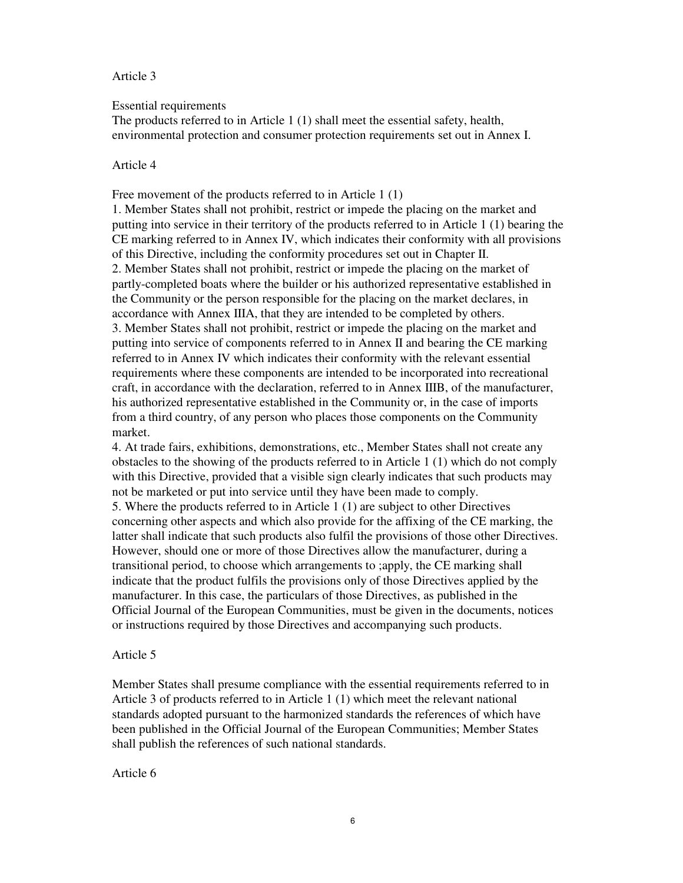Article 3

Essential requirements

The products referred to in Article 1 (1) shall meet the essential safety, health, environmental protection and consumer protection requirements set out in Annex I.

Article 4

Free movement of the products referred to in Article 1 (1)

1. Member States shall not prohibit, restrict or impede the placing on the market and putting into service in their territory of the products referred to in Article 1 (1) bearing the CE marking referred to in Annex IV, which indicates their conformity with all provisions of this Directive, including the conformity procedures set out in Chapter II.
2. Member States shall not prohibit, restrict or impede the placing on the market of partly-completed boats where the builder or his authorized representative established in the Community or the person responsible for the placing on the market declares, in accordance with Annex IIIA, that they are intended to be completed by others.
3. Member States shall not prohibit, restrict or impede the placing on the market and putting into service of components referred to in Annex II and bearing the CE marking referred to in Annex IV which indicates their conformity with the relevant essential requirements where these components are intended to be incorporated into recreational craft, in accordance with the declaration, referred to in Annex IIIB, of the manufacturer, his authorized representative established in the Community or, in the case of imports from a third country, of any person who places those components on the Community market.
4. At trade fairs, exhibitions, demonstrations, etc., Member States shall not create any obstacles to the showing of the products referred to in Article 1 (1) which do not comply with this Directive, provided that a visible sign clearly indicates that such products may not be marketed or put into service until they have been made to comply.
5. Where the products referred to in Article 1 (1) are subject to other Directives concerning other aspects and which also provide for the affixing of the CE marking, the latter shall indicate that such products also fulfil the provisions of those other Directives. However, should one or more of those Directives allow the manufacturer, during a transitional period, to choose which arrangements to ;apply, the CE marking shall indicate that the product fulfils the provisions only of those Directives applied by the manufacturer. In this case, the particulars of those Directives, as published in the Official Journal of the European Communities, must be given in the documents, notices or instructions required by those Directives and accompanying such products.

Article 5

Member States shall presume compliance with the essential requirements referred to in Article 3 of products referred to in Article 1 (1) which meet the relevant national standards adopted pursuant to the harmonized standards the references of which have been published in the Official Journal of the European Communities; Member States shall publish the references of such national standards.

Article 6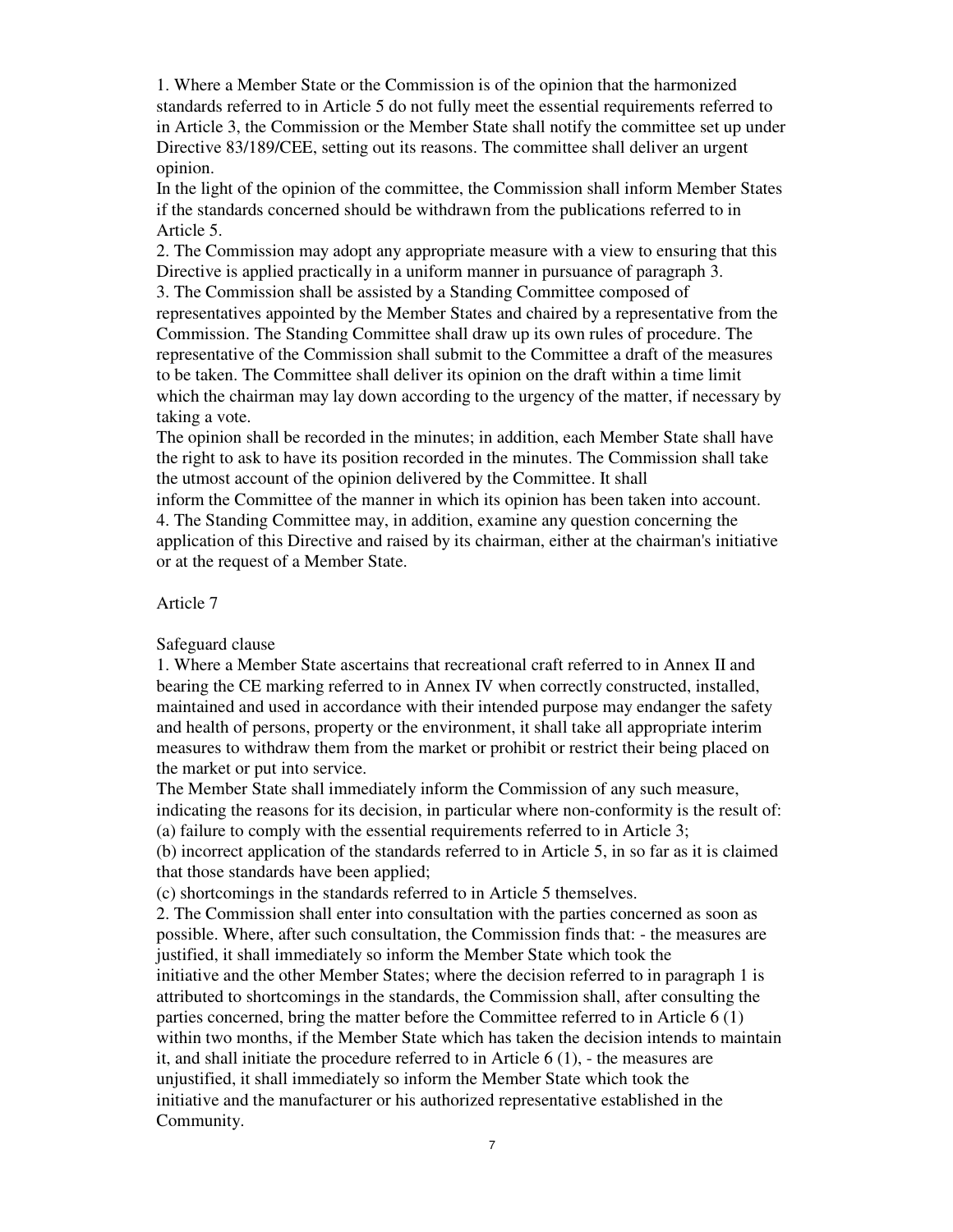1. Where a Member State or the Commission is of the opinion that the harmonized standards referred to in Article 5 do not fully meet the essential requirements referred to in Article 3, the Commission or the Member State shall notify the committee set up under Directive 83/189/CEE, setting out its reasons. The committee shall deliver an urgent opinion.

In the light of the opinion of the committee, the Commission shall inform Member States if the standards concerned should be withdrawn from the publications referred to in Article 5.

2. The Commission may adopt any appropriate measure with a view to ensuring that this Directive is applied practically in a uniform manner in pursuance of paragraph 3.

3. The Commission shall be assisted by a Standing Committee composed of representatives appointed by the Member States and chaired by a representative from the Commission. The Standing Committee shall draw up its own rules of procedure. The representative of the Commission shall submit to the Committee a draft of the measures to be taken. The Committee shall deliver its opinion on the draft within a time limit which the chairman may lay down according to the urgency of the matter, if necessary by taking a vote.

The opinion shall be recorded in the minutes; in addition, each Member State shall have the right to ask to have its position recorded in the minutes. The Commission shall take the utmost account of the opinion delivered by the Committee. It shall inform the Committee of the manner in which its opinion has been taken into account.

4. The Standing Committee may, in addition, examine any question concerning the application of this Directive and raised by its chairman, either at the chairman's initiative or at the request of a Member State.

Article 7

Safeguard clause

1. Where a Member State ascertains that recreational craft referred to in Annex II and bearing the CE marking referred to in Annex IV when correctly constructed, installed, maintained and used in accordance with their intended purpose may endanger the safety and health of persons, property or the environment, it shall take all appropriate interim measures to withdraw them from the market or prohibit or restrict their being placed on the market or put into service.

The Member State shall immediately inform the Commission of any such measure, indicating the reasons for its decision, in particular where non-conformity is the result of:

(a) failure to comply with the essential requirements referred to in Article 3;

(b) incorrect application of the standards referred to in Article 5, in so far as it is claimed that those standards have been applied;

(c) shortcomings in the standards referred to in Article 5 themselves.

2. The Commission shall enter into consultation with the parties concerned as soon as possible. Where, after such consultation, the Commission finds that: - the measures are justified, it shall immediately so inform the Member State which took the initiative and the other Member States; where the decision referred to in paragraph 1 is attributed to shortcomings in the standards, the Commission shall, after consulting the parties concerned, bring the matter before the Committee referred to in Article 6 (1) within two months, if the Member State which has taken the decision intends to maintain it, and shall initiate the procedure referred to in Article 6 (1), - the measures are unjustified, it shall immediately so inform the Member State which took the initiative and the manufacturer or his authorized representative established in the Community.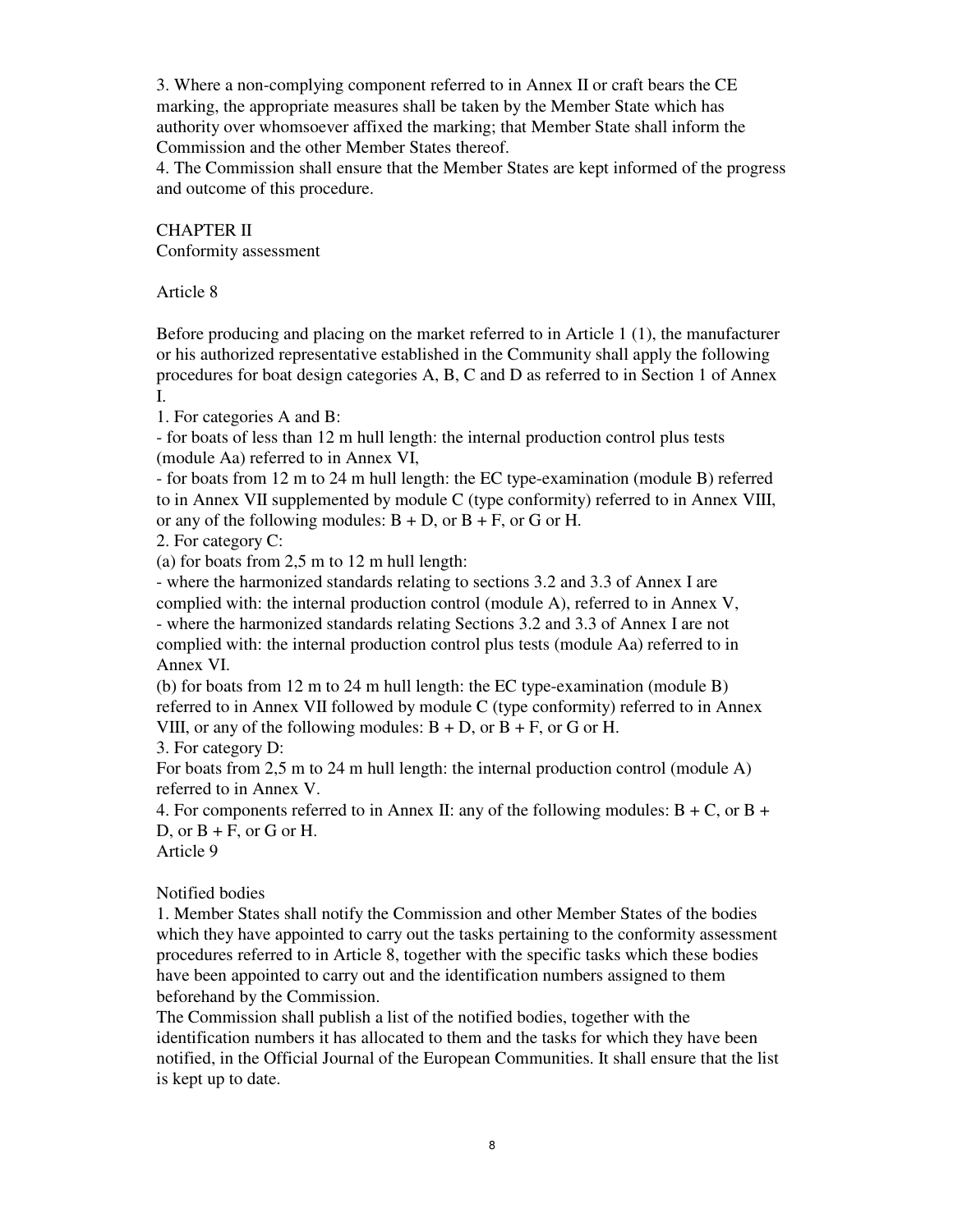3. Where a non-complying component referred to in Annex II or craft bears the CE marking, the appropriate measures shall be taken by the Member State which has authority over whomsoever affixed the marking; that Member State shall inform the Commission and the other Member States thereof.

4. The Commission shall ensure that the Member States are kept informed of the progress and outcome of this procedure.

## CHAPTER II
Conformity assessment

### Article 8

Before producing and placing on the market referred to in Article 1 (1), the manufacturer or his authorized representative established in the Community shall apply the following procedures for boat design categories A, B, C and D as referred to in Section 1 of Annex I.

1. For categories A and B:

- for boats of less than 12 m hull length: the internal production control plus tests (module Aa) referred to in Annex VI,
- for boats from 12 m to 24 m hull length: the EC type-examination (module B) referred to in Annex VII supplemented by module C (type conformity) referred to in Annex VIII, or any of the following modules: B + D, or B + F, or G or H.

2. For category C:

(a) for boats from 2,5 m to 12 m hull length:

- where the harmonized standards relating to sections 3.2 and 3.3 of Annex I are complied with: the internal production control (module A), referred to in Annex V,
- where the harmonized standards relating Sections 3.2 and 3.3 of Annex I are not complied with: the internal production control plus tests (module Aa) referred to in Annex VI.

(b) for boats from 12 m to 24 m hull length: the EC type-examination (module B) referred to in Annex VII followed by module C (type conformity) referred to in Annex VIII, or any of the following modules: B + D, or B + F, or G or H.

3. For category D:

For boats from 2,5 m to 24 m hull length: the internal production control (module A) referred to in Annex V.

4. For components referred to in Annex II: any of the following modules: B + C, or B + D, or B + F, or G or H.

### Article 9

Notified bodies

1. Member States shall notify the Commission and other Member States of the bodies which they have appointed to carry out the tasks pertaining to the conformity assessment procedures referred to in Article 8, together with the specific tasks which these bodies have been appointed to carry out and the identification numbers assigned to them beforehand by the Commission.

The Commission shall publish a list of the notified bodies, together with the identification numbers it has allocated to them and the tasks for which they have been notified, in the Official Journal of the European Communities. It shall ensure that the list is kept up to date.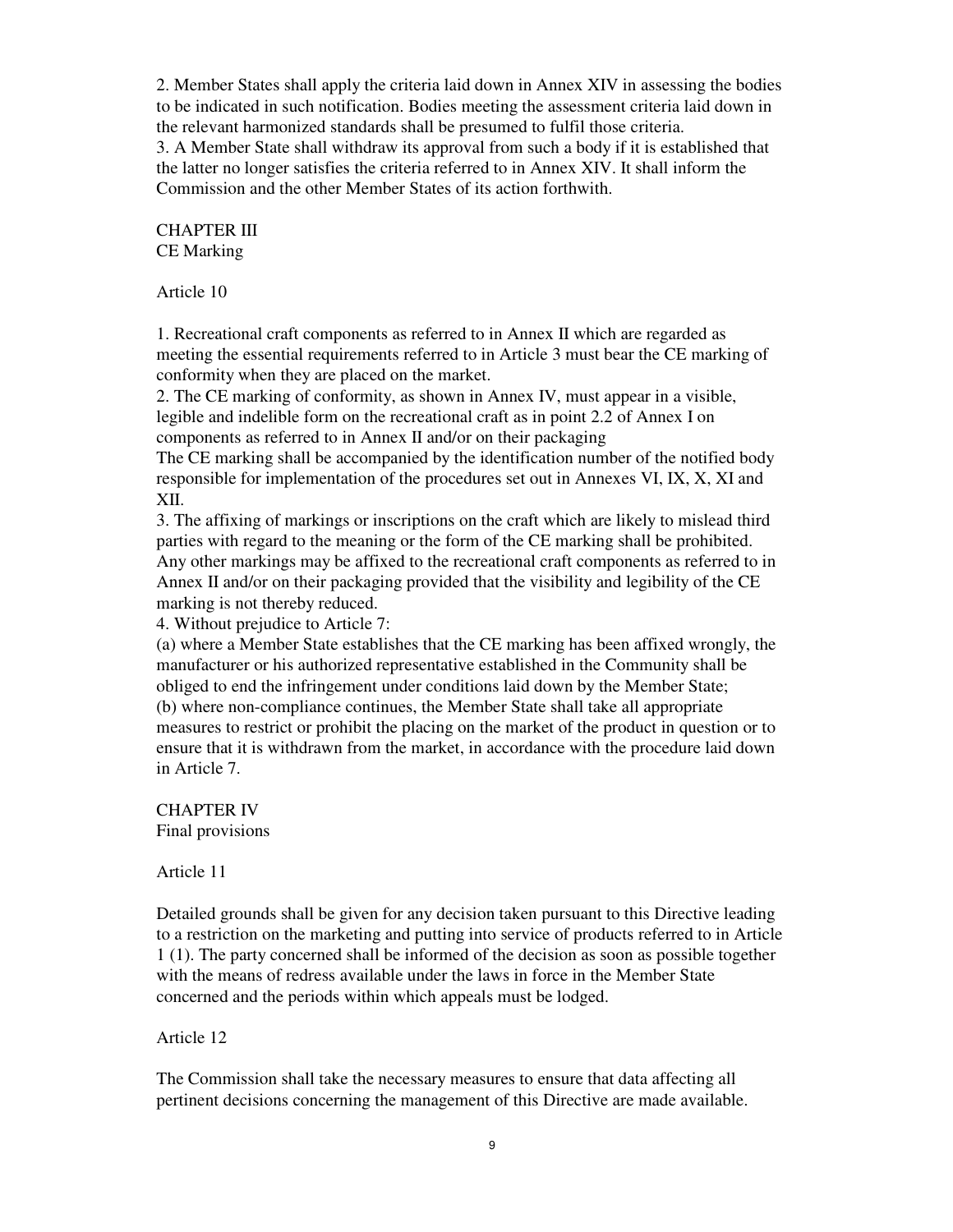2. Member States shall apply the criteria laid down in Annex XIV in assessing the bodies to be indicated in such notification. Bodies meeting the assessment criteria laid down in the relevant harmonized standards shall be presumed to fulfil those criteria.
3. A Member State shall withdraw its approval from such a body if it is established that the latter no longer satisfies the criteria referred to in Annex XIV. It shall inform the Commission and the other Member States of its action forthwith.

## CHAPTER III
## CE Marking

### Article 10

1. Recreational craft components as referred to in Annex II which are regarded as meeting the essential requirements referred to in Article 3 must bear the CE marking of conformity when they are placed on the market.
2. The CE marking of conformity, as shown in Annex IV, must appear in a visible, legible and indelible form on the recreational craft as in point 2.2 of Annex I on components as referred to in Annex II and/or on their packaging
The CE marking shall be accompanied by the identification number of the notified body responsible for implementation of the procedures set out in Annexes VI, IX, X, XI and XII.
3. The affixing of markings or inscriptions on the craft which are likely to mislead third parties with regard to the meaning or the form of the CE marking shall be prohibited. Any other markings may be affixed to the recreational craft components as referred to in Annex II and/or on their packaging provided that the visibility and legibility of the CE marking is not thereby reduced.
4. Without prejudice to Article 7:
(a) where a Member State establishes that the CE marking has been affixed wrongly, the manufacturer or his authorized representative established in the Community shall be obliged to end the infringement under conditions laid down by the Member State;
(b) where non-compliance continues, the Member State shall take all appropriate measures to restrict or prohibit the placing on the market of the product in question or to ensure that it is withdrawn from the market, in accordance with the procedure laid down in Article 7.

## CHAPTER IV
## Final provisions

### Article 11

Detailed grounds shall be given for any decision taken pursuant to this Directive leading to a restriction on the marketing and putting into service of products referred to in Article 1 (1). The party concerned shall be informed of the decision as soon as possible together with the means of redress available under the laws in force in the Member State concerned and the periods within which appeals must be lodged.

### Article 12

The Commission shall take the necessary measures to ensure that data affecting all pertinent decisions concerning the management of this Directive are made available.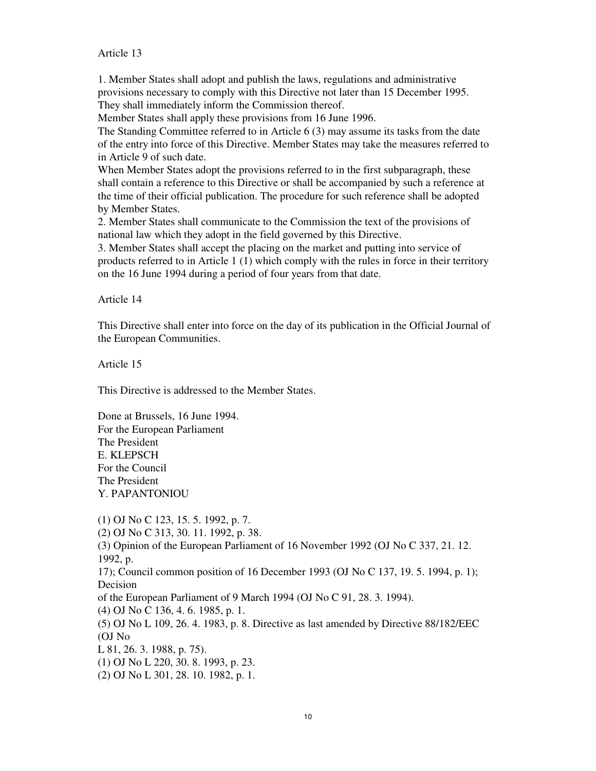Article 13

1. Member States shall adopt and publish the laws, regulations and administrative provisions necessary to comply with this Directive not later than 15 December 1995. They shall immediately inform the Commission thereof.
Member States shall apply these provisions from 16 June 1996.
The Standing Committee referred to in Article 6 (3) may assume its tasks from the date of the entry into force of this Directive. Member States may take the measures referred to in Article 9 of such date.
When Member States adopt the provisions referred to in the first subparagraph, these shall contain a reference to this Directive or shall be accompanied by such a reference at the time of their official publication. The procedure for such reference shall be adopted by Member States.
2. Member States shall communicate to the Commission the text of the provisions of national law which they adopt in the field governed by this Directive.
3. Member States shall accept the placing on the market and putting into service of products referred to in Article 1 (1) which comply with the rules in force in their territory on the 16 June 1994 during a period of four years from that date.

Article 14

This Directive shall enter into force on the day of its publication in the Official Journal of the European Communities.

Article 15

This Directive is addressed to the Member States.

Done at Brussels, 16 June 1994.
For the European Parliament
The President
E. KLEPSCH
For the Council
The President
Y. PAPANTONIOU

(1) OJ No C 123, 15. 5. 1992, p. 7.
(2) OJ No C 313, 30. 11. 1992, p. 38.
(3) Opinion of the European Parliament of 16 November 1992 (OJ No C 337, 21. 12. 1992, p.
17); Council common position of 16 December 1993 (OJ No C 137, 19. 5. 1994, p. 1); Decision
of the European Parliament of 9 March 1994 (OJ No C 91, 28. 3. 1994).
(4) OJ No C 136, 4. 6. 1985, p. 1.
(5) OJ No L 109, 26. 4. 1983, p. 8. Directive as last amended by Directive 88/182/EEC (OJ No
L 81, 26. 3. 1988, p. 75).
(1) OJ No L 220, 30. 8. 1993, p. 23.
(2) OJ No L 301, 28. 10. 1982, p. 1.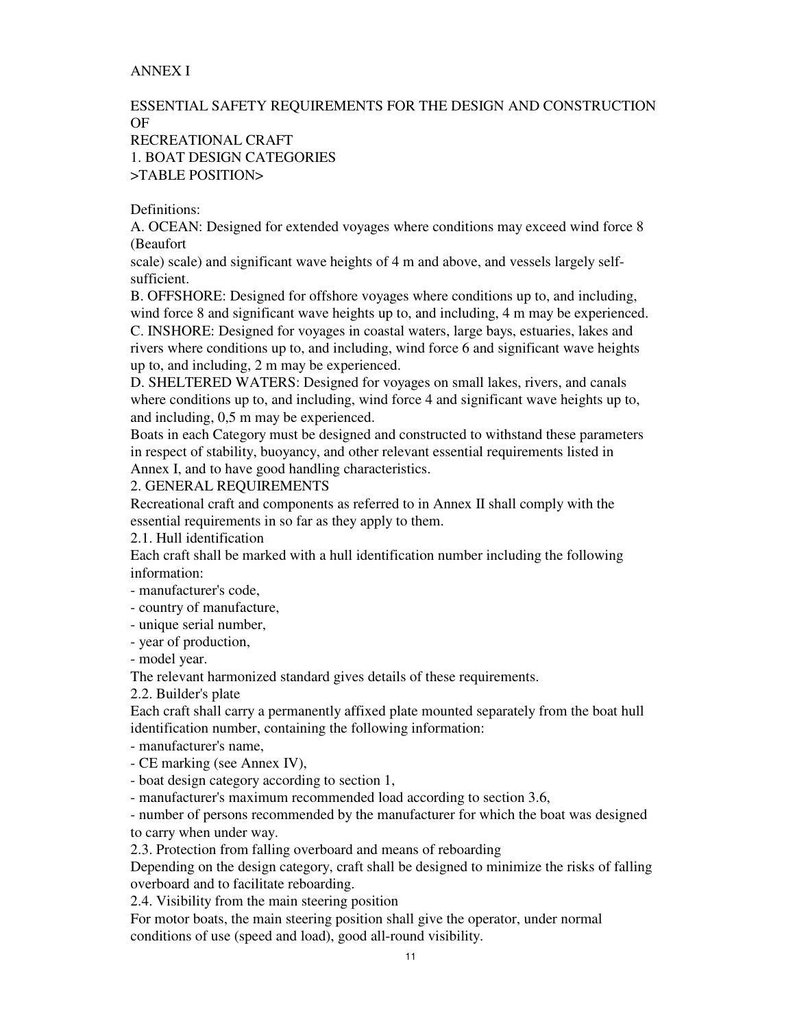ANNEX I

ESSENTIAL SAFETY REQUIREMENTS FOR THE DESIGN AND CONSTRUCTION OF
RECREATIONAL CRAFT

1. BOAT DESIGN CATEGORIES

>TABLE POSITION>

Definitions:

A. OCEAN: Designed for extended voyages where conditions may exceed wind force 8 (Beaufort scale) scale) and significant wave heights of 4 m and above, and vessels largely self-sufficient.

B. OFFSHORE: Designed for offshore voyages where conditions up to, and including, wind force 8 and significant wave heights up to, and including, 4 m may be experienced.

C. INSHORE: Designed for voyages in coastal waters, large bays, estuaries, lakes and rivers where conditions up to, and including, wind force 6 and significant wave heights up to, and including, 2 m may be experienced.

D. SHELTERED WATERS: Designed for voyages on small lakes, rivers, and canals where conditions up to, and including, wind force 4 and significant wave heights up to, and including, 0,5 m may be experienced.

Boats in each Category must be designed and constructed to withstand these parameters in respect of stability, buoyancy, and other relevant essential requirements listed in Annex I, and to have good handling characteristics.

2. GENERAL REQUIREMENTS

Recreational craft and components as referred to in Annex II shall comply with the essential requirements in so far as they apply to them.

2.1. Hull identification

Each craft shall be marked with a hull identification number including the following information:

- manufacturer's code,
- country of manufacture,
- unique serial number,
- year of production,
- model year.

The relevant harmonized standard gives details of these requirements.

2.2. Builder's plate

Each craft shall carry a permanently affixed plate mounted separately from the boat hull identification number, containing the following information:

- manufacturer's name,
- CE marking (see Annex IV),
- boat design category according to section 1,
- manufacturer's maximum recommended load according to section 3.6,
- number of persons recommended by the manufacturer for which the boat was designed to carry when under way.

2.3. Protection from falling overboard and means of reboarding

Depending on the design category, craft shall be designed to minimize the risks of falling overboard and to facilitate reboarding.

2.4. Visibility from the main steering position

For motor boats, the main steering position shall give the operator, under normal conditions of use (speed and load), good all-round visibility.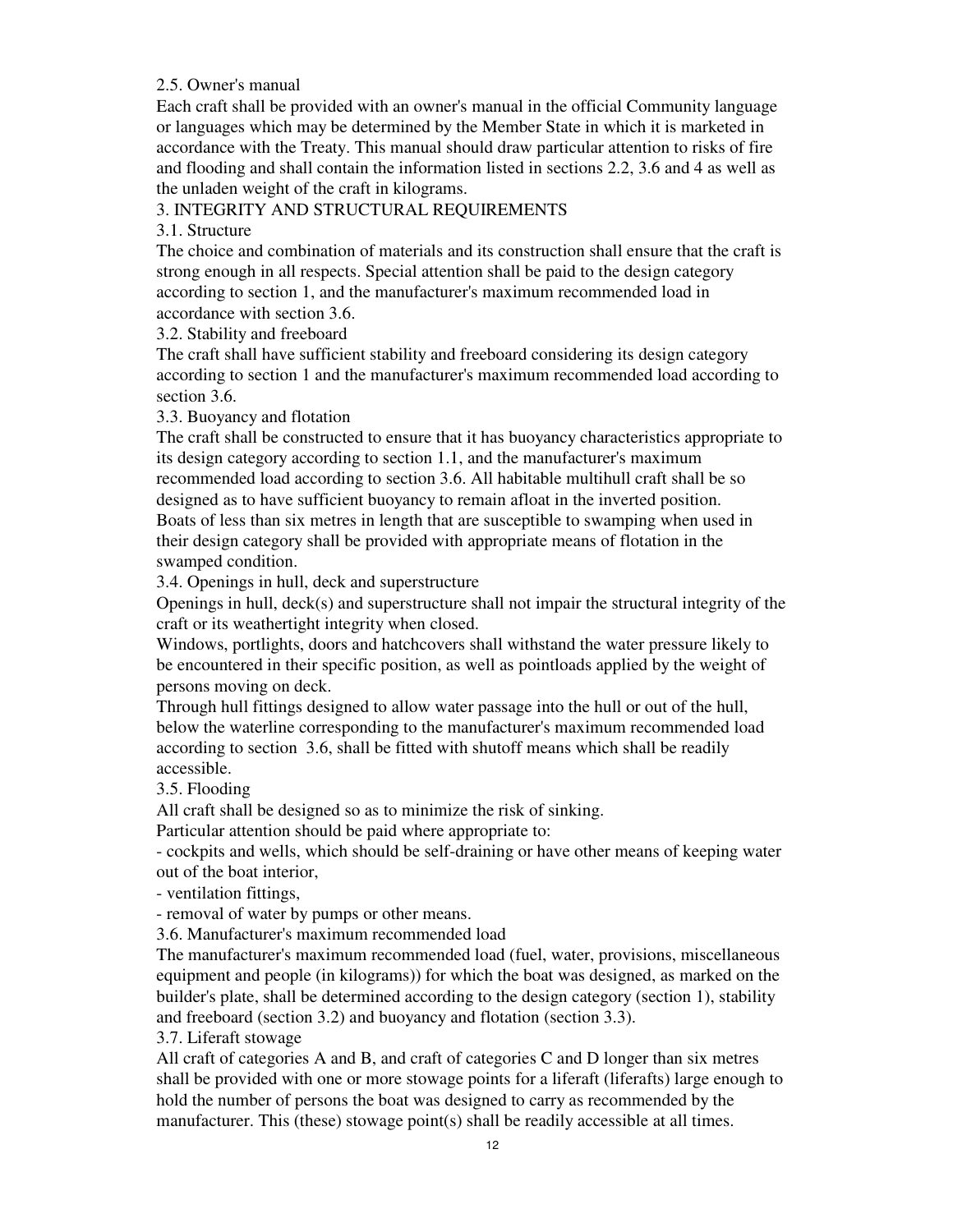### 2.5. Owner's manual

Each craft shall be provided with an owner's manual in the official Community language or languages which may be determined by the Member State in which it is marketed in accordance with the Treaty. This manual should draw particular attention to risks of fire and flooding and shall contain the information listed in sections 2.2, 3.6 and 4 as well as the unladen weight of the craft in kilograms.

## 3. INTEGRITY AND STRUCTURAL REQUIREMENTS

### 3.1. Structure

The choice and combination of materials and its construction shall ensure that the craft is strong enough in all respects. Special attention shall be paid to the design category according to section 1, and the manufacturer's maximum recommended load in accordance with section 3.6.

### 3.2. Stability and freeboard

The craft shall have sufficient stability and freeboard considering its design category according to section 1 and the manufacturer's maximum recommended load according to section 3.6.

### 3.3. Buoyancy and flotation

The craft shall be constructed to ensure that it has buoyancy characteristics appropriate to its design category according to section 1.1, and the manufacturer's maximum recommended load according to section 3.6. All habitable multihull craft shall be so designed as to have sufficient buoyancy to remain afloat in the inverted position.

Boats of less than six metres in length that are susceptible to swamping when used in their design category shall be provided with appropriate means of flotation in the swamped condition.

### 3.4. Openings in hull, deck and superstructure

Openings in hull, deck(s) and superstructure shall not impair the structural integrity of the craft or its weathertight integrity when closed.

Windows, portlights, doors and hatchcovers shall withstand the water pressure likely to be encountered in their specific position, as well as pointloads applied by the weight of persons moving on deck.

Through hull fittings designed to allow water passage into the hull or out of the hull, below the waterline corresponding to the manufacturer's maximum recommended load according to section 3.6, shall be fitted with shutoff means which shall be readily accessible.

### 3.5. Flooding

All craft shall be designed so as to minimize the risk of sinking.

Particular attention should be paid where appropriate to:

- cockpits and wells, which should be self-draining or have other means of keeping water out of the boat interior,
- ventilation fittings,
- removal of water by pumps or other means.

### 3.6. Manufacturer's maximum recommended load

The manufacturer's maximum recommended load (fuel, water, provisions, miscellaneous equipment and people (in kilograms)) for which the boat was designed, as marked on the builder's plate, shall be determined according to the design category (section 1), stability and freeboard (section 3.2) and buoyancy and flotation (section 3.3).

### 3.7. Liferaft stowage

All craft of categories A and B, and craft of categories C and D longer than six metres shall be provided with one or more stowage points for a liferaft (liferafts) large enough to hold the number of persons the boat was designed to carry as recommended by the manufacturer. This (these) stowage point(s) shall be readily accessible at all times.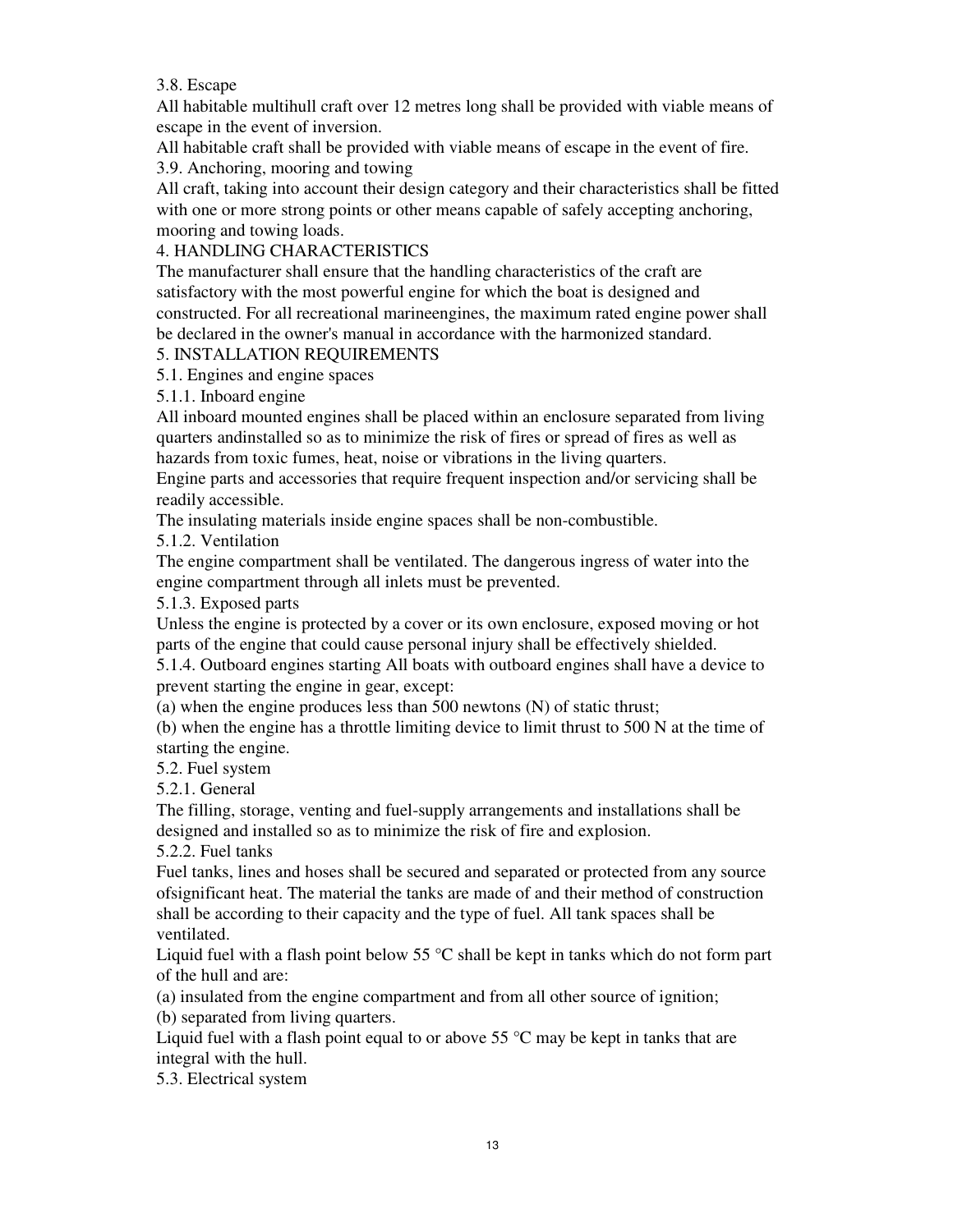3.8. Escape

All habitable multihull craft over 12 metres long shall be provided with viable means of escape in the event of inversion.

All habitable craft shall be provided with viable means of escape in the event of fire.

3.9. Anchoring, mooring and towing

All craft, taking into account their design category and their characteristics shall be fitted with one or more strong points or other means capable of safely accepting anchoring, mooring and towing loads.

4. HANDLING CHARACTERISTICS

The manufacturer shall ensure that the handling characteristics of the craft are satisfactory with the most powerful engine for which the boat is designed and constructed. For all recreational marineengines, the maximum rated engine power shall be declared in the owner's manual in accordance with the harmonized standard.

5. INSTALLATION REQUIREMENTS

5.1. Engines and engine spaces

5.1.1. Inboard engine

All inboard mounted engines shall be placed within an enclosure separated from living quarters andinstalled so as to minimize the risk of fires or spread of fires as well as hazards from toxic fumes, heat, noise or vibrations in the living quarters.

Engine parts and accessories that require frequent inspection and/or servicing shall be readily accessible.

The insulating materials inside engine spaces shall be non-combustible.

5.1.2. Ventilation

The engine compartment shall be ventilated. The dangerous ingress of water into the engine compartment through all inlets must be prevented.

5.1.3. Exposed parts

Unless the engine is protected by a cover or its own enclosure, exposed moving or hot parts of the engine that could cause personal injury shall be effectively shielded.

5.1.4. Outboard engines starting All boats with outboard engines shall have a device to prevent starting the engine in gear, except:

(a) when the engine produces less than 500 newtons (N) of static thrust;

(b) when the engine has a throttle limiting device to limit thrust to 500 N at the time of starting the engine.

5.2. Fuel system

5.2.1. General

The filling, storage, venting and fuel-supply arrangements and installations shall be designed and installed so as to minimize the risk of fire and explosion.

5.2.2. Fuel tanks

Fuel tanks, lines and hoses shall be secured and separated or protected from any source ofsignificant heat. The material the tanks are made of and their method of construction shall be according to their capacity and the type of fuel. All tank spaces shall be ventilated.

Liquid fuel with a flash point below 55 °C shall be kept in tanks which do not form part of the hull and are:

(a) insulated from the engine compartment and from all other source of ignition;

(b) separated from living quarters.

Liquid fuel with a flash point equal to or above 55 °C may be kept in tanks that are integral with the hull.

5.3. Electrical system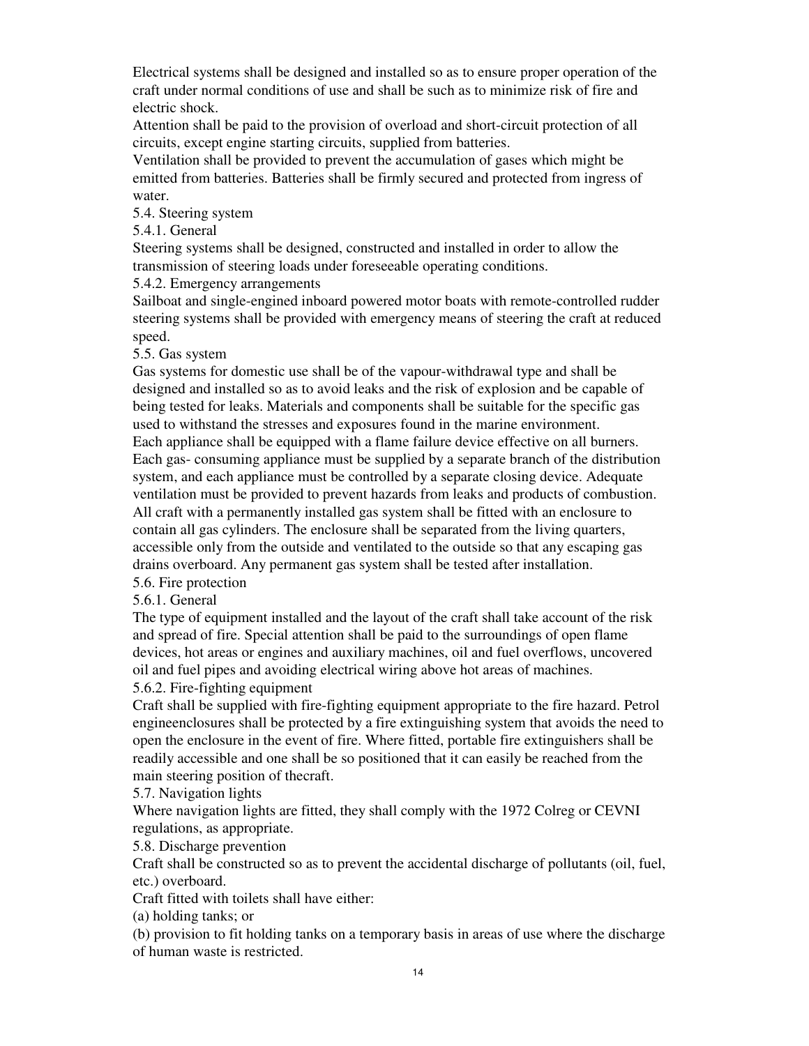Electrical systems shall be designed and installed so as to ensure proper operation of the craft under normal conditions of use and shall be such as to minimize risk of fire and electric shock.

Attention shall be paid to the provision of overload and short-circuit protection of all circuits, except engine starting circuits, supplied from batteries.

Ventilation shall be provided to prevent the accumulation of gases which might be emitted from batteries. Batteries shall be firmly secured and protected from ingress of water.

### 5.4. Steering system

#### 5.4.1. General

Steering systems shall be designed, constructed and installed in order to allow the transmission of steering loads under foreseeable operating conditions.

#### 5.4.2. Emergency arrangements

Sailboat and single-engined inboard powered motor boats with remote-controlled rudder steering systems shall be provided with emergency means of steering the craft at reduced speed.

### 5.5. Gas system

Gas systems for domestic use shall be of the vapour-withdrawal type and shall be designed and installed so as to avoid leaks and the risk of explosion and be capable of being tested for leaks. Materials and components shall be suitable for the specific gas used to withstand the stresses and exposures found in the marine environment.

Each appliance shall be equipped with a flame failure device effective on all burners. Each gas- consuming appliance must be supplied by a separate branch of the distribution system, and each appliance must be controlled by a separate closing device. Adequate ventilation must be provided to prevent hazards from leaks and products of combustion. All craft with a permanently installed gas system shall be fitted with an enclosure to contain all gas cylinders. The enclosure shall be separated from the living quarters, accessible only from the outside and ventilated to the outside so that any escaping gas drains overboard. Any permanent gas system shall be tested after installation.

### 5.6. Fire protection

#### 5.6.1. General

The type of equipment installed and the layout of the craft shall take account of the risk and spread of fire. Special attention shall be paid to the surroundings of open flame devices, hot areas or engines and auxiliary machines, oil and fuel overflows, uncovered oil and fuel pipes and avoiding electrical wiring above hot areas of machines.

#### 5.6.2. Fire-fighting equipment

Craft shall be supplied with fire-fighting equipment appropriate to the fire hazard. Petrol engineenclosures shall be protected by a fire extinguishing system that avoids the need to open the enclosure in the event of fire. Where fitted, portable fire extinguishers shall be readily accessible and one shall be so positioned that it can easily be reached from the main steering position of thecraft.

### 5.7. Navigation lights

Where navigation lights are fitted, they shall comply with the 1972 Colreg or CEVNI regulations, as appropriate.

### 5.8. Discharge prevention

Craft shall be constructed so as to prevent the accidental discharge of pollutants (oil, fuel, etc.) overboard.

Craft fitted with toilets shall have either:

(a) holding tanks; or

(b) provision to fit holding tanks on a temporary basis in areas of use where the discharge of human waste is restricted.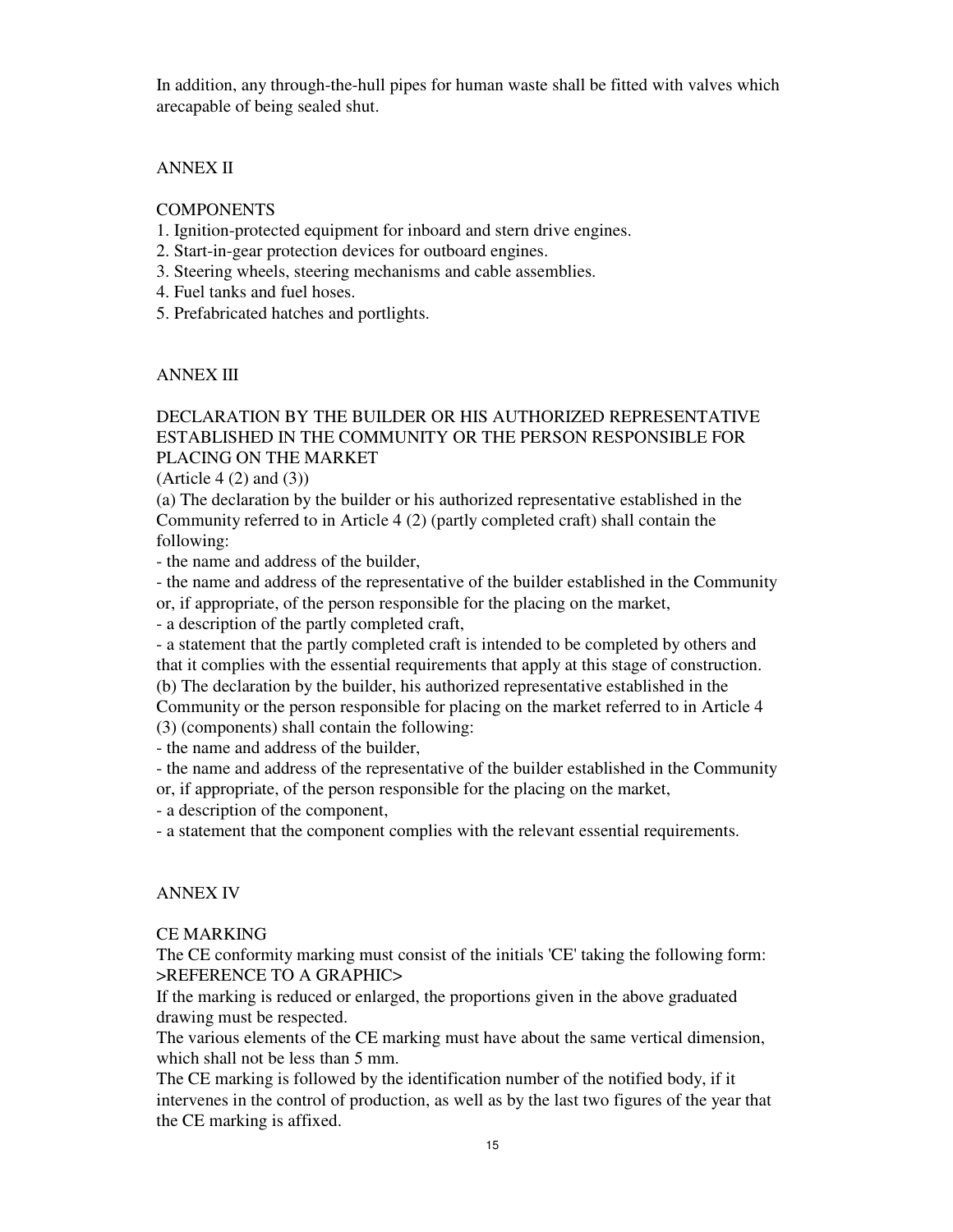In addition, any through-the-hull pipes for human waste shall be fitted with valves which arecapable of being sealed shut.

## ANNEX II

### COMPONENTS

1. Ignition-protected equipment for inboard and stern drive engines.
2. Start-in-gear protection devices for outboard engines.
3. Steering wheels, steering mechanisms and cable assemblies.
4. Fuel tanks and fuel hoses.
5. Prefabricated hatches and portlights.

## ANNEX III

### DECLARATION BY THE BUILDER OR HIS AUTHORIZED REPRESENTATIVE ESTABLISHED IN THE COMMUNITY OR THE PERSON RESPONSIBLE FOR PLACING ON THE MARKET

(Article 4 (2) and (3))

(a) The declaration by the builder or his authorized representative established in the Community referred to in Article 4 (2) (partly completed craft) shall contain the following:

- the name and address of the builder,
- the name and address of the representative of the builder established in the Community or, if appropriate, of the person responsible for the placing on the market,
- a description of the partly completed craft,
- a statement that the partly completed craft is intended to be completed by others and that it complies with the essential requirements that apply at this stage of construction.

(b) The declaration by the builder, his authorized representative established in the Community or the person responsible for placing on the market referred to in Article 4 (3) (components) shall contain the following:

- the name and address of the builder,
- the name and address of the representative of the builder established in the Community or, if appropriate, of the person responsible for the placing on the market,
- a description of the component,
- a statement that the component complies with the relevant essential requirements.

## ANNEX IV

### CE MARKING

The CE conformity marking must consist of the initials 'CE' taking the following form:
>REFERENCE TO A GRAPHIC>

If the marking is reduced or enlarged, the proportions given in the above graduated drawing must be respected.

The various elements of the CE marking must have about the same vertical dimension, which shall not be less than 5 mm.

The CE marking is followed by the identification number of the notified body, if it intervenes in the control of production, as well as by the last two figures of the year that the CE marking is affixed.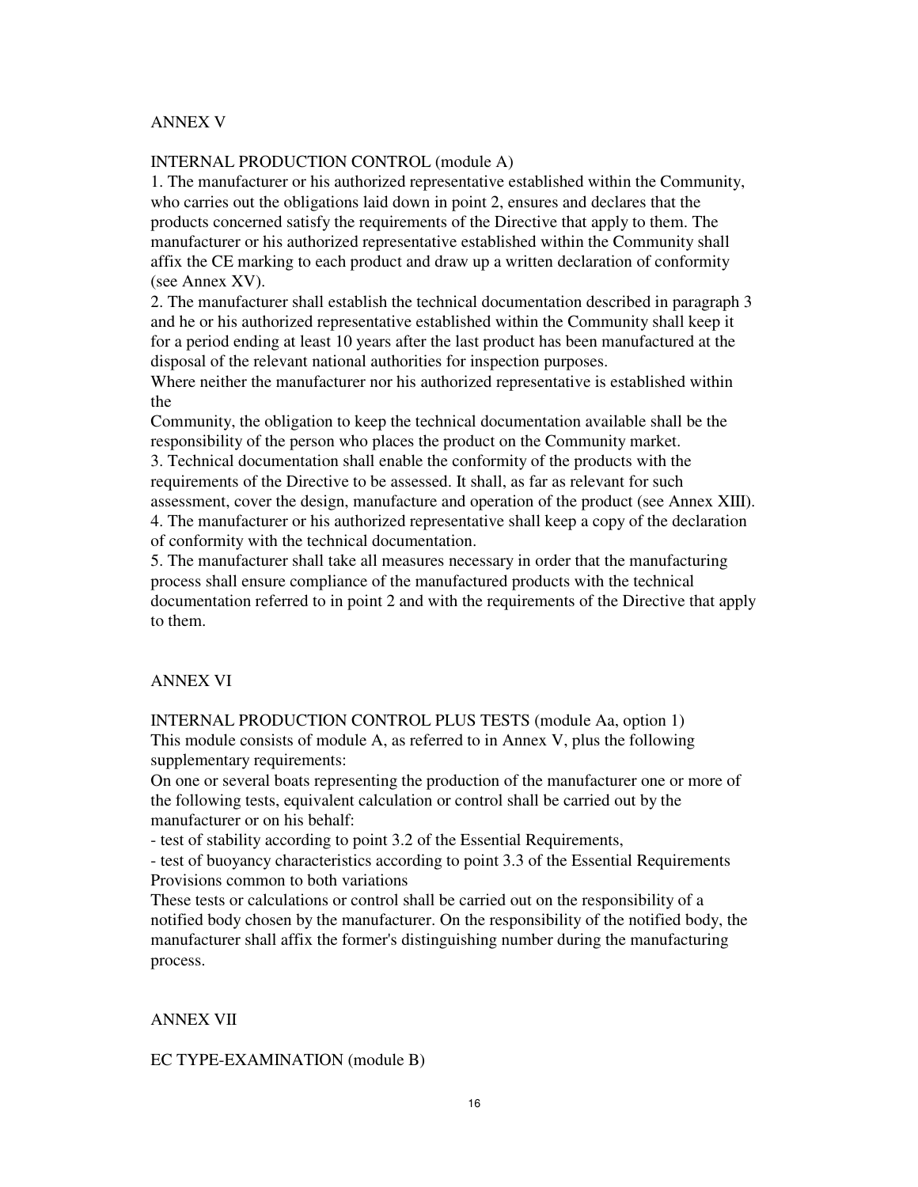## ANNEX V

### INTERNAL PRODUCTION CONTROL (module A)

1. The manufacturer or his authorized representative established within the Community, who carries out the obligations laid down in point 2, ensures and declares that the products concerned satisfy the requirements of the Directive that apply to them. The manufacturer or his authorized representative established within the Community shall affix the CE marking to each product and draw up a written declaration of conformity (see Annex XV).
2. The manufacturer shall establish the technical documentation described in paragraph 3 and he or his authorized representative established within the Community shall keep it for a period ending at least 10 years after the last product has been manufactured at the disposal of the relevant national authorities for inspection purposes.
Where neither the manufacturer nor his authorized representative is established within the Community, the obligation to keep the technical documentation available shall be the responsibility of the person who places the product on the Community market.
3. Technical documentation shall enable the conformity of the products with the requirements of the Directive to be assessed. It shall, as far as relevant for such assessment, cover the design, manufacture and operation of the product (see Annex XIII).
4. The manufacturer or his authorized representative shall keep a copy of the declaration of conformity with the technical documentation.
5. The manufacturer shall take all measures necessary in order that the manufacturing process shall ensure compliance of the manufactured products with the technical documentation referred to in point 2 and with the requirements of the Directive that apply to them.

## ANNEX VI

### INTERNAL PRODUCTION CONTROL PLUS TESTS (module Aa, option 1)

This module consists of module A, as referred to in Annex V, plus the following supplementary requirements:

On one or several boats representing the production of the manufacturer one or more of the following tests, equivalent calculation or control shall be carried out by the manufacturer or on his behalf:

- test of stability according to point 3.2 of the Essential Requirements,
- test of buoyancy characteristics according to point 3.3 of the Essential Requirements

Provisions common to both variations

These tests or calculations or control shall be carried out on the responsibility of a notified body chosen by the manufacturer. On the responsibility of the notified body, the manufacturer shall affix the former's distinguishing number during the manufacturing process.

## ANNEX VII

### EC TYPE-EXAMINATION (module B)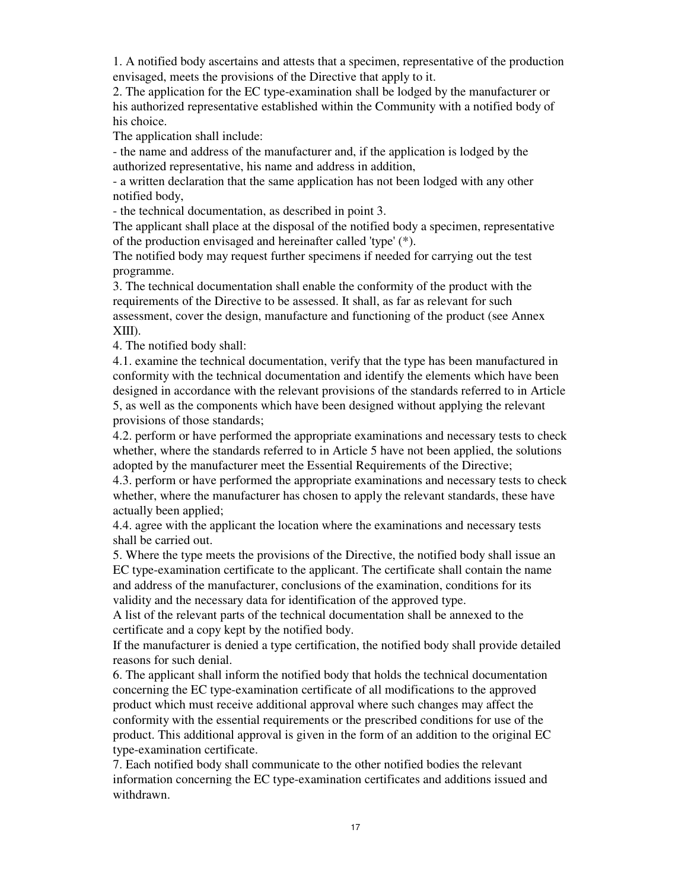1. A notified body ascertains and attests that a specimen, representative of the production envisaged, meets the provisions of the Directive that apply to it.

2. The application for the EC type-examination shall be lodged by the manufacturer or his authorized representative established within the Community with a notified body of his choice.

The application shall include:

- the name and address of the manufacturer and, if the application is lodged by the authorized representative, his name and address in addition,
- a written declaration that the same application has not been lodged with any other notified body,
- the technical documentation, as described in point 3.

The applicant shall place at the disposal of the notified body a specimen, representative of the production envisaged and hereinafter called 'type' (*).

The notified body may request further specimens if needed for carrying out the test programme.

3. The technical documentation shall enable the conformity of the product with the requirements of the Directive to be assessed. It shall, as far as relevant for such assessment, cover the design, manufacture and functioning of the product (see Annex XIII).

4. The notified body shall:

4.1. examine the technical documentation, verify that the type has been manufactured in conformity with the technical documentation and identify the elements which have been designed in accordance with the relevant provisions of the standards referred to in Article 5, as well as the components which have been designed without applying the relevant provisions of those standards;

4.2. perform or have performed the appropriate examinations and necessary tests to check whether, where the standards referred to in Article 5 have not been applied, the solutions adopted by the manufacturer meet the Essential Requirements of the Directive;

4.3. perform or have performed the appropriate examinations and necessary tests to check whether, where the manufacturer has chosen to apply the relevant standards, these have actually been applied;

4.4. agree with the applicant the location where the examinations and necessary tests shall be carried out.

5. Where the type meets the provisions of the Directive, the notified body shall issue an EC type-examination certificate to the applicant. The certificate shall contain the name and address of the manufacturer, conclusions of the examination, conditions for its validity and the necessary data for identification of the approved type.

A list of the relevant parts of the technical documentation shall be annexed to the certificate and a copy kept by the notified body.

If the manufacturer is denied a type certification, the notified body shall provide detailed reasons for such denial.

6. The applicant shall inform the notified body that holds the technical documentation concerning the EC type-examination certificate of all modifications to the approved product which must receive additional approval where such changes may affect the conformity with the essential requirements or the prescribed conditions for use of the product. This additional approval is given in the form of an addition to the original EC type-examination certificate.

7. Each notified body shall communicate to the other notified bodies the relevant information concerning the EC type-examination certificates and additions issued and withdrawn.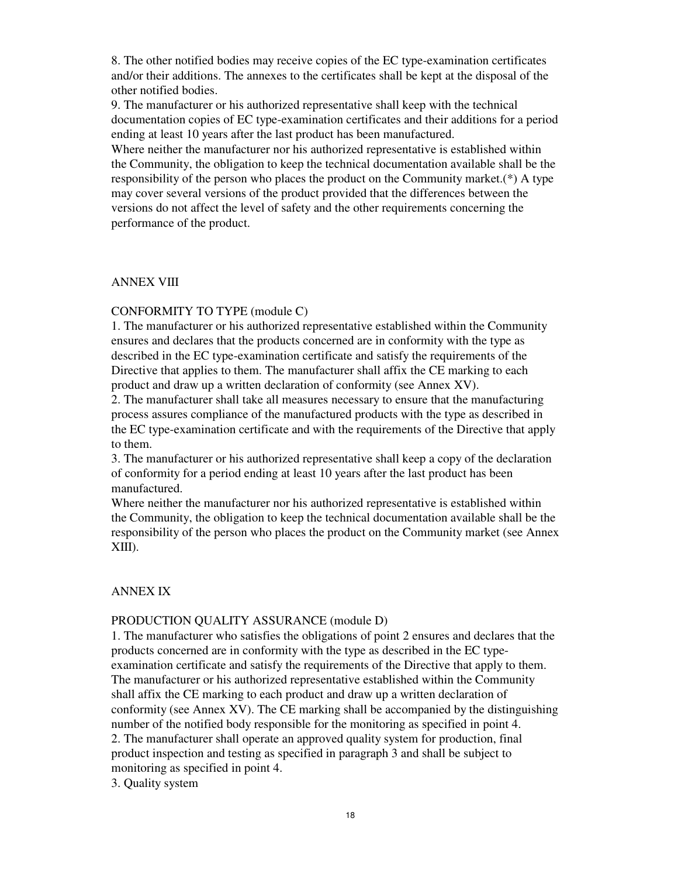8. The other notified bodies may receive copies of the EC type-examination certificates and/or their additions. The annexes to the certificates shall be kept at the disposal of the other notified bodies.

9. The manufacturer or his authorized representative shall keep with the technical documentation copies of EC type-examination certificates and their additions for a period ending at least 10 years after the last product has been manufactured.

Where neither the manufacturer nor his authorized representative is established within the Community, the obligation to keep the technical documentation available shall be the responsibility of the person who places the product on the Community market.(*) A type may cover several versions of the product provided that the differences between the versions do not affect the level of safety and the other requirements concerning the performance of the product.

## ANNEX VIII

### CONFORMITY TO TYPE (module C)

1. The manufacturer or his authorized representative established within the Community ensures and declares that the products concerned are in conformity with the type as described in the EC type-examination certificate and satisfy the requirements of the Directive that applies to them. The manufacturer shall affix the CE marking to each product and draw up a written declaration of conformity (see Annex XV).

2. The manufacturer shall take all measures necessary to ensure that the manufacturing process assures compliance of the manufactured products with the type as described in the EC type-examination certificate and with the requirements of the Directive that apply to them.

3. The manufacturer or his authorized representative shall keep a copy of the declaration of conformity for a period ending at least 10 years after the last product has been manufactured.

Where neither the manufacturer nor his authorized representative is established within the Community, the obligation to keep the technical documentation available shall be the responsibility of the person who places the product on the Community market (see Annex XIII).

## ANNEX IX

### PRODUCTION QUALITY ASSURANCE (module D)

1. The manufacturer who satisfies the obligations of point 2 ensures and declares that the products concerned are in conformity with the type as described in the EC type-examination certificate and satisfy the requirements of the Directive that apply to them. The manufacturer or his authorized representative established within the Community shall affix the CE marking to each product and draw up a written declaration of conformity (see Annex XV). The CE marking shall be accompanied by the distinguishing number of the notified body responsible for the monitoring as specified in point 4.

2. The manufacturer shall operate an approved quality system for production, final product inspection and testing as specified in paragraph 3 and shall be subject to monitoring as specified in point 4.

3. Quality system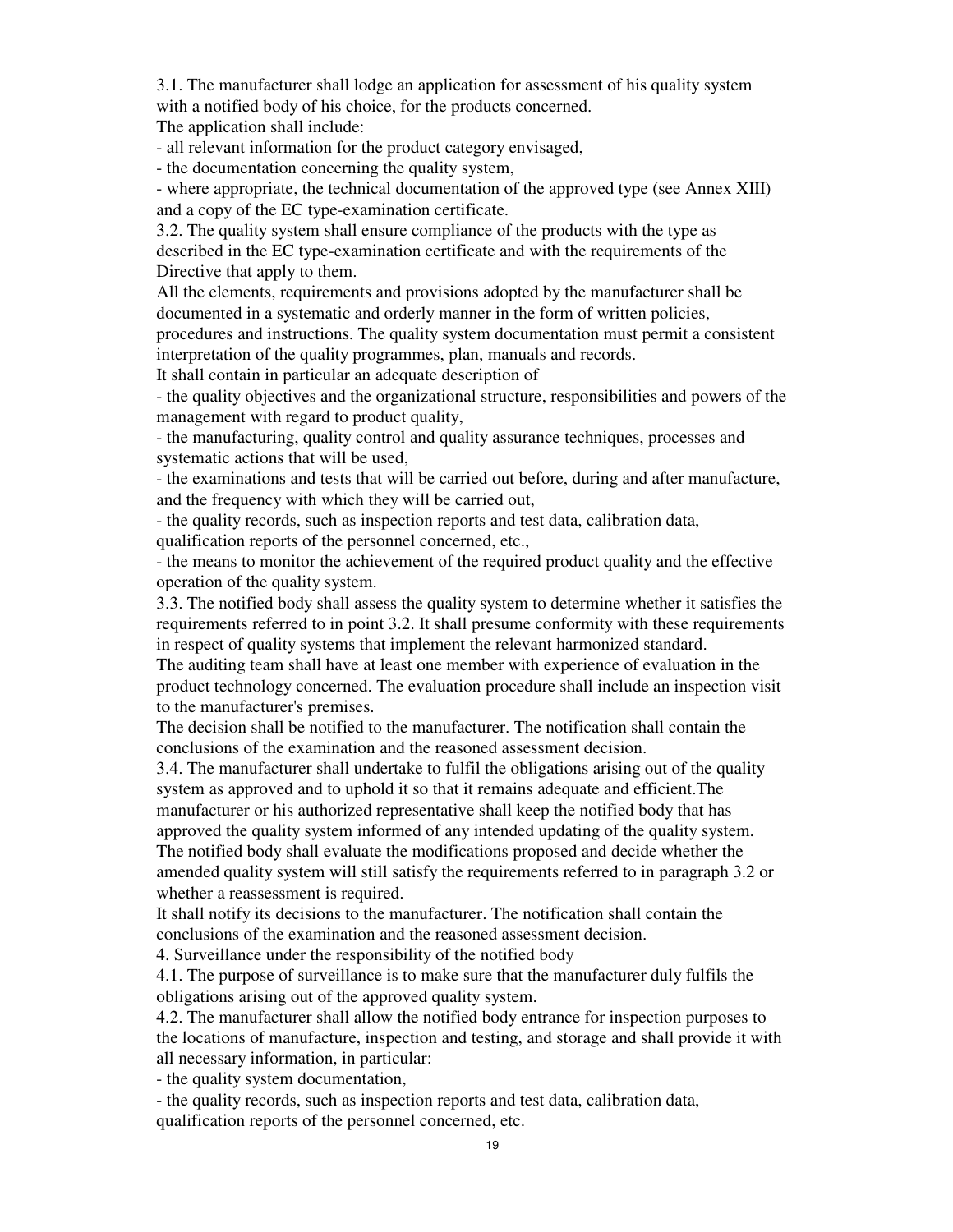3.1. The manufacturer shall lodge an application for assessment of his quality system with a notified body of his choice, for the products concerned.

The application shall include:

- all relevant information for the product category envisaged,
- the documentation concerning the quality system,
- where appropriate, the technical documentation of the approved type (see Annex XIII) and a copy of the EC type-examination certificate.

3.2. The quality system shall ensure compliance of the products with the type as described in the EC type-examination certificate and with the requirements of the Directive that apply to them.

All the elements, requirements and provisions adopted by the manufacturer shall be documented in a systematic and orderly manner in the form of written policies, procedures and instructions. The quality system documentation must permit a consistent interpretation of the quality programmes, plan, manuals and records.

It shall contain in particular an adequate description of

- the quality objectives and the organizational structure, responsibilities and powers of the management with regard to product quality,
- the manufacturing, quality control and quality assurance techniques, processes and systematic actions that will be used,
- the examinations and tests that will be carried out before, during and after manufacture, and the frequency with which they will be carried out,
- the quality records, such as inspection reports and test data, calibration data, qualification reports of the personnel concerned, etc.,
- the means to monitor the achievement of the required product quality and the effective operation of the quality system.

3.3. The notified body shall assess the quality system to determine whether it satisfies the requirements referred to in point 3.2. It shall presume conformity with these requirements in respect of quality systems that implement the relevant harmonized standard.

The auditing team shall have at least one member with experience of evaluation in the product technology concerned. The evaluation procedure shall include an inspection visit to the manufacturer's premises.

The decision shall be notified to the manufacturer. The notification shall contain the conclusions of the examination and the reasoned assessment decision.

3.4. The manufacturer shall undertake to fulfil the obligations arising out of the quality system as approved and to uphold it so that it remains adequate and efficient.The manufacturer or his authorized representative shall keep the notified body that has approved the quality system informed of any intended updating of the quality system.

The notified body shall evaluate the modifications proposed and decide whether the amended quality system will still satisfy the requirements referred to in paragraph 3.2 or whether a reassessment is required.

It shall notify its decisions to the manufacturer. The notification shall contain the conclusions of the examination and the reasoned assessment decision.

4. Surveillance under the responsibility of the notified body

4.1. The purpose of surveillance is to make sure that the manufacturer duly fulfils the obligations arising out of the approved quality system.

4.2. The manufacturer shall allow the notified body entrance for inspection purposes to the locations of manufacture, inspection and testing, and storage and shall provide it with all necessary information, in particular:

- the quality system documentation,
- the quality records, such as inspection reports and test data, calibration data, qualification reports of the personnel concerned, etc.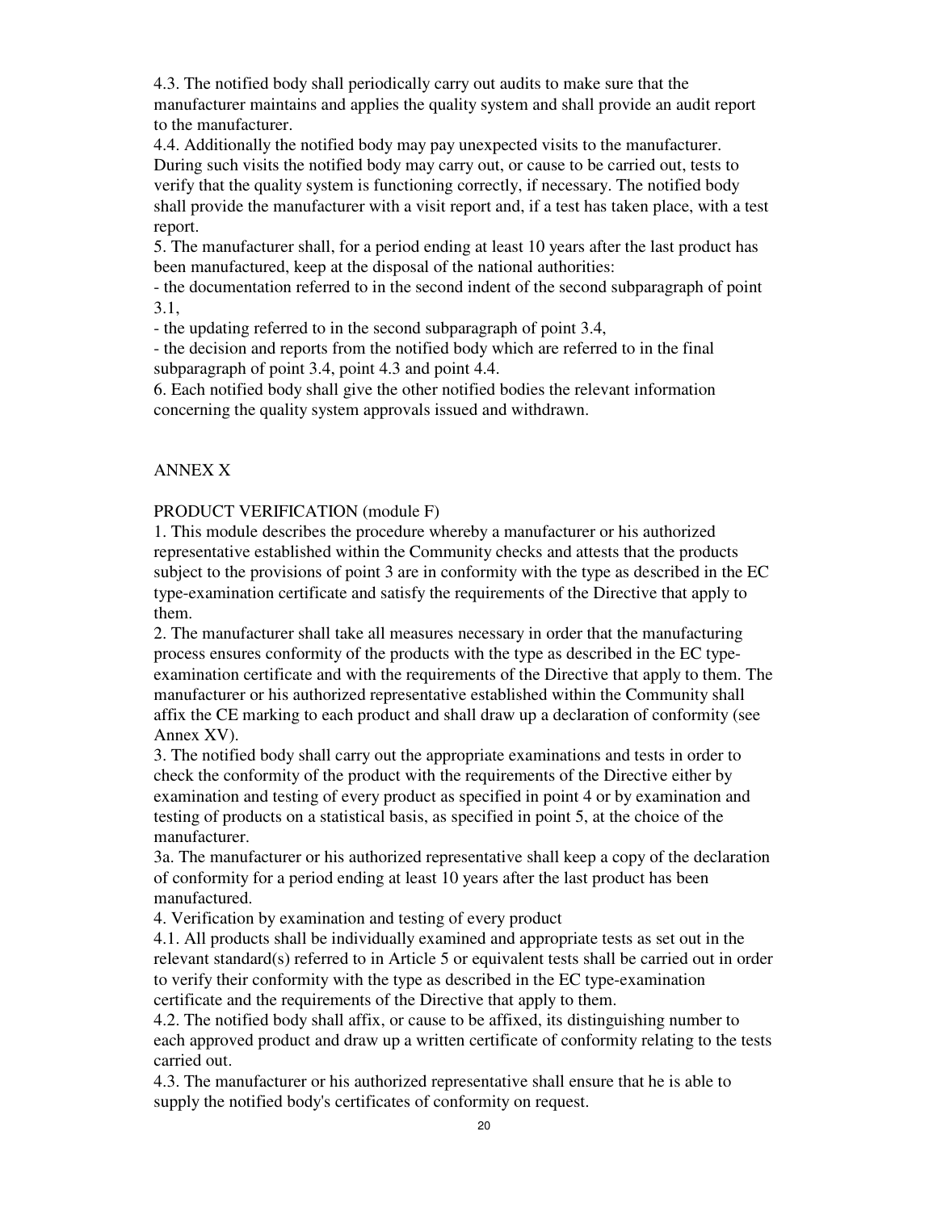4.3. The notified body shall periodically carry out audits to make sure that the manufacturer maintains and applies the quality system and shall provide an audit report to the manufacturer.

4.4. Additionally the notified body may pay unexpected visits to the manufacturer. During such visits the notified body may carry out, or cause to be carried out, tests to verify that the quality system is functioning correctly, if necessary. The notified body shall provide the manufacturer with a visit report and, if a test has taken place, with a test report.

5. The manufacturer shall, for a period ending at least 10 years after the last product has been manufactured, keep at the disposal of the national authorities:

- the documentation referred to in the second indent of the second subparagraph of point 3.1,
- the updating referred to in the second subparagraph of point 3.4,
- the decision and reports from the notified body which are referred to in the final subparagraph of point 3.4, point 4.3 and point 4.4.

6. Each notified body shall give the other notified bodies the relevant information concerning the quality system approvals issued and withdrawn.

## ANNEX X

### PRODUCT VERIFICATION (module F)

1. This module describes the procedure whereby a manufacturer or his authorized representative established within the Community checks and attests that the products subject to the provisions of point 3 are in conformity with the type as described in the EC type-examination certificate and satisfy the requirements of the Directive that apply to them.

2. The manufacturer shall take all measures necessary in order that the manufacturing process ensures conformity of the products with the type as described in the EC type-examination certificate and with the requirements of the Directive that apply to them. The manufacturer or his authorized representative established within the Community shall affix the CE marking to each product and shall draw up a declaration of conformity (see Annex XV).

3. The notified body shall carry out the appropriate examinations and tests in order to check the conformity of the product with the requirements of the Directive either by examination and testing of every product as specified in point 4 or by examination and testing of products on a statistical basis, as specified in point 5, at the choice of the manufacturer.

3a. The manufacturer or his authorized representative shall keep a copy of the declaration of conformity for a period ending at least 10 years after the last product has been manufactured.

4. Verification by examination and testing of every product

4.1. All products shall be individually examined and appropriate tests as set out in the relevant standard(s) referred to in Article 5 or equivalent tests shall be carried out in order to verify their conformity with the type as described in the EC type-examination certificate and the requirements of the Directive that apply to them.

4.2. The notified body shall affix, or cause to be affixed, its distinguishing number to each approved product and draw up a written certificate of conformity relating to the tests carried out.

4.3. The manufacturer or his authorized representative shall ensure that he is able to supply the notified body's certificates of conformity on request.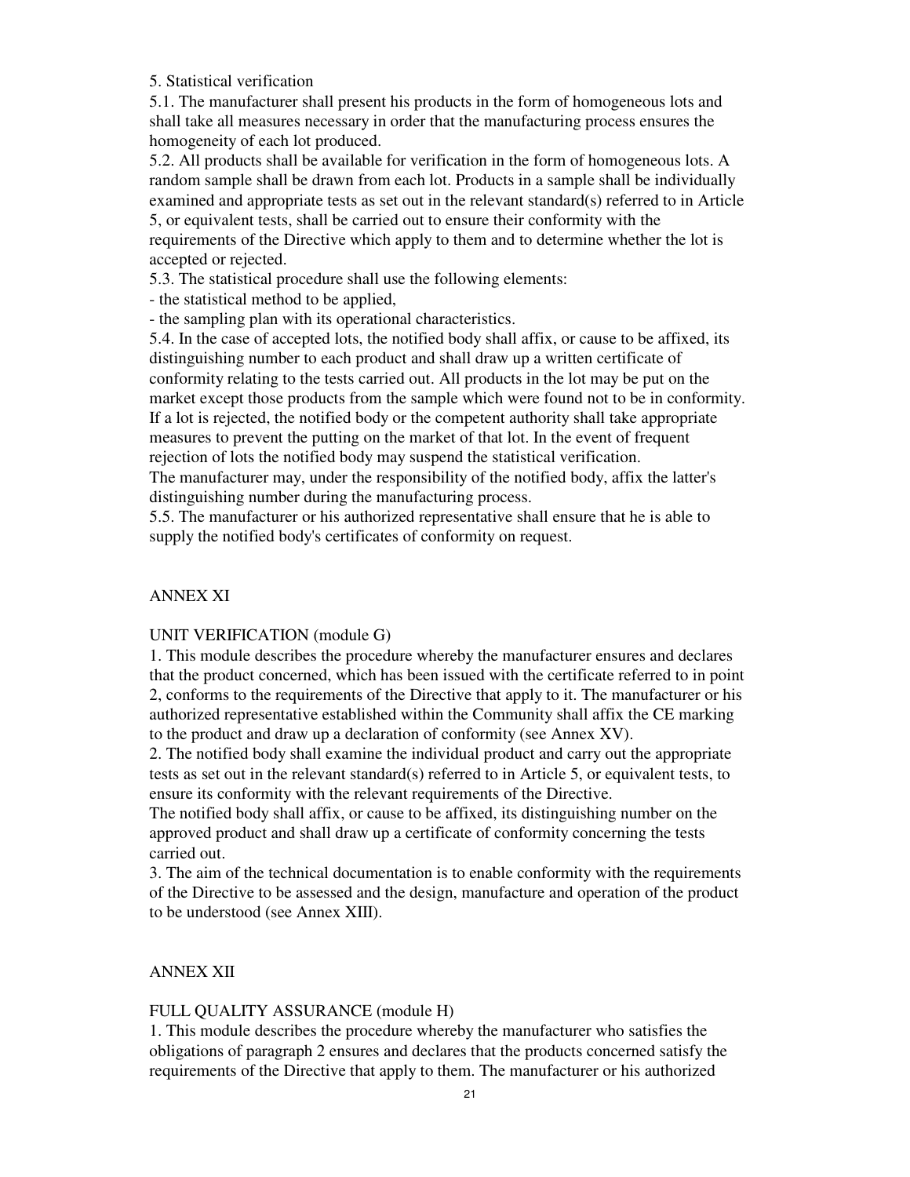5. Statistical verification

5.1. The manufacturer shall present his products in the form of homogeneous lots and shall take all measures necessary in order that the manufacturing process ensures the homogeneity of each lot produced.

5.2. All products shall be available for verification in the form of homogeneous lots. A random sample shall be drawn from each lot. Products in a sample shall be individually examined and appropriate tests as set out in the relevant standard(s) referred to in Article 5, or equivalent tests, shall be carried out to ensure their conformity with the requirements of the Directive which apply to them and to determine whether the lot is accepted or rejected.

5.3. The statistical procedure shall use the following elements:

- the statistical method to be applied,
- the sampling plan with its operational characteristics.

5.4. In the case of accepted lots, the notified body shall affix, or cause to be affixed, its distinguishing number to each product and shall draw up a written certificate of conformity relating to the tests carried out. All products in the lot may be put on the market except those products from the sample which were found not to be in conformity. If a lot is rejected, the notified body or the competent authority shall take appropriate measures to prevent the putting on the market of that lot. In the event of frequent rejection of lots the notified body may suspend the statistical verification.

The manufacturer may, under the responsibility of the notified body, affix the latter's distinguishing number during the manufacturing process.

5.5. The manufacturer or his authorized representative shall ensure that he is able to supply the notified body's certificates of conformity on request.

## ANNEX XI

### UNIT VERIFICATION (module G)

1. This module describes the procedure whereby the manufacturer ensures and declares that the product concerned, which has been issued with the certificate referred to in point 2, conforms to the requirements of the Directive that apply to it. The manufacturer or his authorized representative established within the Community shall affix the CE marking to the product and draw up a declaration of conformity (see Annex XV).

2. The notified body shall examine the individual product and carry out the appropriate tests as set out in the relevant standard(s) referred to in Article 5, or equivalent tests, to ensure its conformity with the relevant requirements of the Directive.

The notified body shall affix, or cause to be affixed, its distinguishing number on the approved product and shall draw up a certificate of conformity concerning the tests carried out.

3. The aim of the technical documentation is to enable conformity with the requirements of the Directive to be assessed and the design, manufacture and operation of the product to be understood (see Annex XIII).

## ANNEX XII

### FULL QUALITY ASSURANCE (module H)

1. This module describes the procedure whereby the manufacturer who satisfies the obligations of paragraph 2 ensures and declares that the products concerned satisfy the requirements of the Directive that apply to them. The manufacturer or his authorized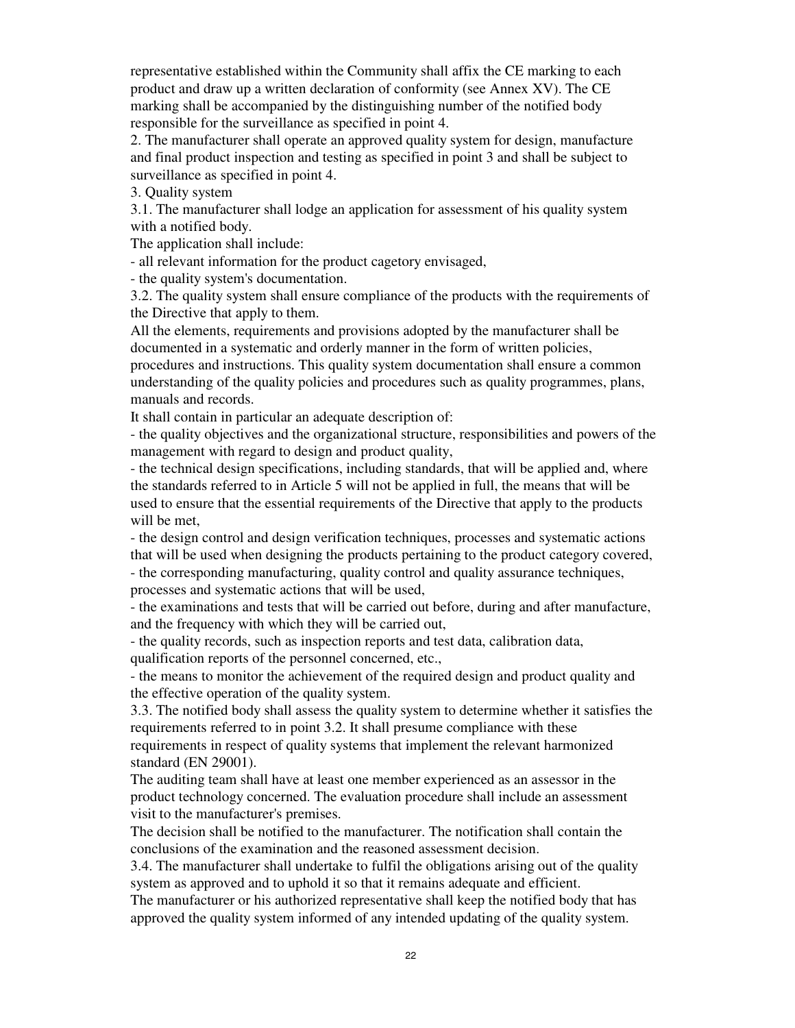representative established within the Community shall affix the CE marking to each product and draw up a written declaration of conformity (see Annex XV). The CE marking shall be accompanied by the distinguishing number of the notified body responsible for the surveillance as specified in point 4.

2. The manufacturer shall operate an approved quality system for design, manufacture and final product inspection and testing as specified in point 3 and shall be subject to surveillance as specified in point 4.

3. Quality system

3.1. The manufacturer shall lodge an application for assessment of his quality system with a notified body.

The application shall include:

- all relevant information for the product cagetory envisaged,
- the quality system's documentation.

3.2. The quality system shall ensure compliance of the products with the requirements of the Directive that apply to them.

All the elements, requirements and provisions adopted by the manufacturer shall be documented in a systematic and orderly manner in the form of written policies, procedures and instructions. This quality system documentation shall ensure a common understanding of the quality policies and procedures such as quality programmes, plans, manuals and records.

It shall contain in particular an adequate description of:

- the quality objectives and the organizational structure, responsibilities and powers of the management with regard to design and product quality,
- the technical design specifications, including standards, that will be applied and, where the standards referred to in Article 5 will not be applied in full, the means that will be used to ensure that the essential requirements of the Directive that apply to the products will be met,
- the design control and design verification techniques, processes and systematic actions that will be used when designing the products pertaining to the product category covered,
- the corresponding manufacturing, quality control and quality assurance techniques, processes and systematic actions that will be used,
- the examinations and tests that will be carried out before, during and after manufacture, and the frequency with which they will be carried out,
- the quality records, such as inspection reports and test data, calibration data, qualification reports of the personnel concerned, etc.,
- the means to monitor the achievement of the required design and product quality and the effective operation of the quality system.

3.3. The notified body shall assess the quality system to determine whether it satisfies the requirements referred to in point 3.2. It shall presume compliance with these requirements in respect of quality systems that implement the relevant harmonized standard (EN 29001).

The auditing team shall have at least one member experienced as an assessor in the product technology concerned. The evaluation procedure shall include an assessment visit to the manufacturer's premises.

The decision shall be notified to the manufacturer. The notification shall contain the conclusions of the examination and the reasoned assessment decision.

3.4. The manufacturer shall undertake to fulfil the obligations arising out of the quality system as approved and to uphold it so that it remains adequate and efficient.

The manufacturer or his authorized representative shall keep the notified body that has approved the quality system informed of any intended updating of the quality system.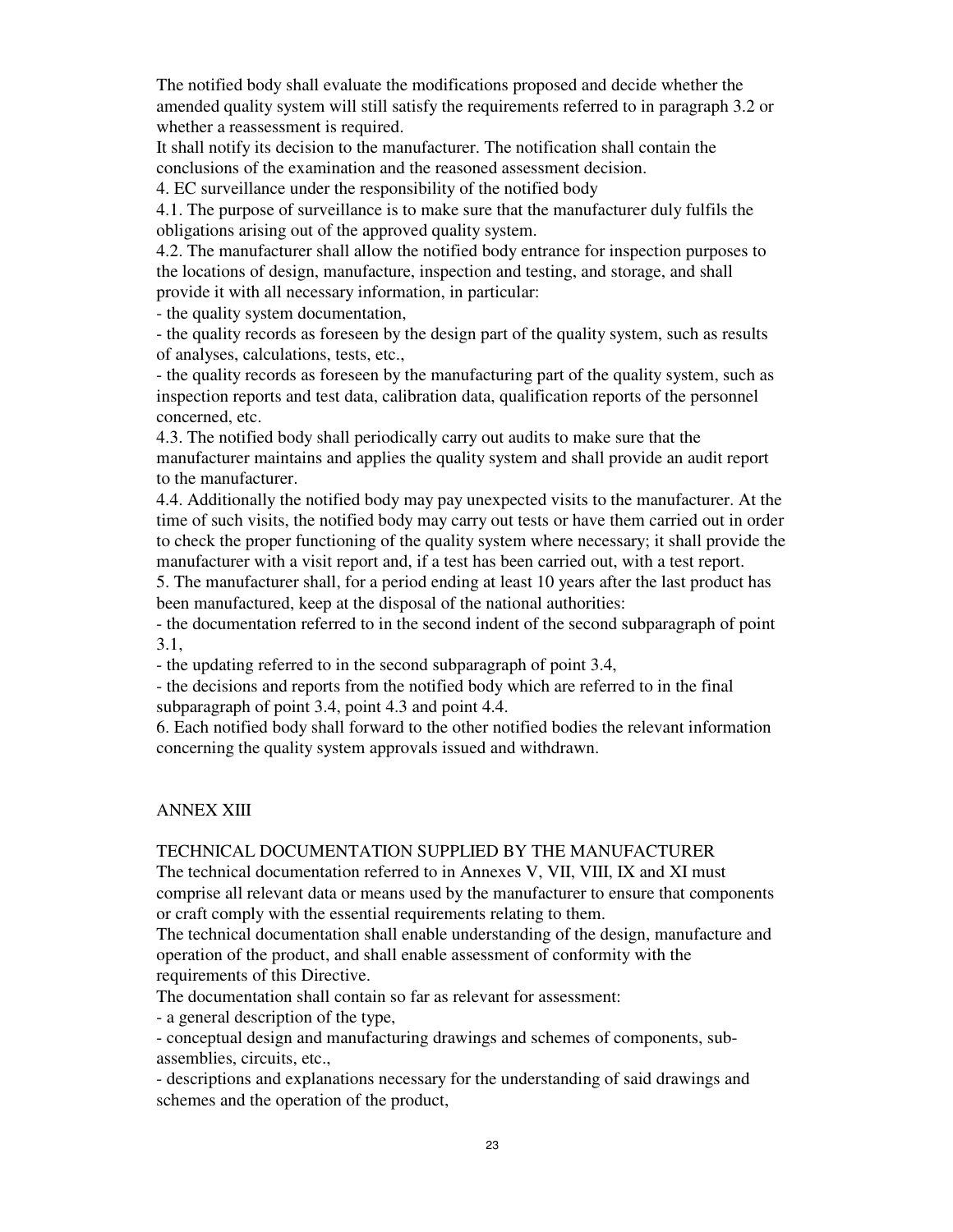The notified body shall evaluate the modifications proposed and decide whether the amended quality system will still satisfy the requirements referred to in paragraph 3.2 or whether a reassessment is required.

It shall notify its decision to the manufacturer. The notification shall contain the conclusions of the examination and the reasoned assessment decision.

4. EC surveillance under the responsibility of the notified body

4.1. The purpose of surveillance is to make sure that the manufacturer duly fulfils the obligations arising out of the approved quality system.

4.2. The manufacturer shall allow the notified body entrance for inspection purposes to the locations of design, manufacture, inspection and testing, and storage, and shall provide it with all necessary information, in particular:

- the quality system documentation,
- the quality records as foreseen by the design part of the quality system, such as results of analyses, calculations, tests, etc.,
- the quality records as foreseen by the manufacturing part of the quality system, such as inspection reports and test data, calibration data, qualification reports of the personnel concerned, etc.

4.3. The notified body shall periodically carry out audits to make sure that the manufacturer maintains and applies the quality system and shall provide an audit report to the manufacturer.

4.4. Additionally the notified body may pay unexpected visits to the manufacturer. At the time of such visits, the notified body may carry out tests or have them carried out in order to check the proper functioning of the quality system where necessary; it shall provide the manufacturer with a visit report and, if a test has been carried out, with a test report.

5. The manufacturer shall, for a period ending at least 10 years after the last product has been manufactured, keep at the disposal of the national authorities:

- the documentation referred to in the second indent of the second subparagraph of point 3.1,
- the updating referred to in the second subparagraph of point 3.4,
- the decisions and reports from the notified body which are referred to in the final subparagraph of point 3.4, point 4.3 and point 4.4.

6. Each notified body shall forward to the other notified bodies the relevant information concerning the quality system approvals issued and withdrawn.

## ANNEX XIII

### TECHNICAL DOCUMENTATION SUPPLIED BY THE MANUFACTURER

The technical documentation referred to in Annexes V, VII, VIII, IX and XI must comprise all relevant data or means used by the manufacturer to ensure that components or craft comply with the essential requirements relating to them.

The technical documentation shall enable understanding of the design, manufacture and operation of the product, and shall enable assessment of conformity with the requirements of this Directive.

The documentation shall contain so far as relevant for assessment:

- a general description of the type,
- conceptual design and manufacturing drawings and schemes of components, sub-assemblies, circuits, etc.,
- descriptions and explanations necessary for the understanding of said drawings and schemes and the operation of the product,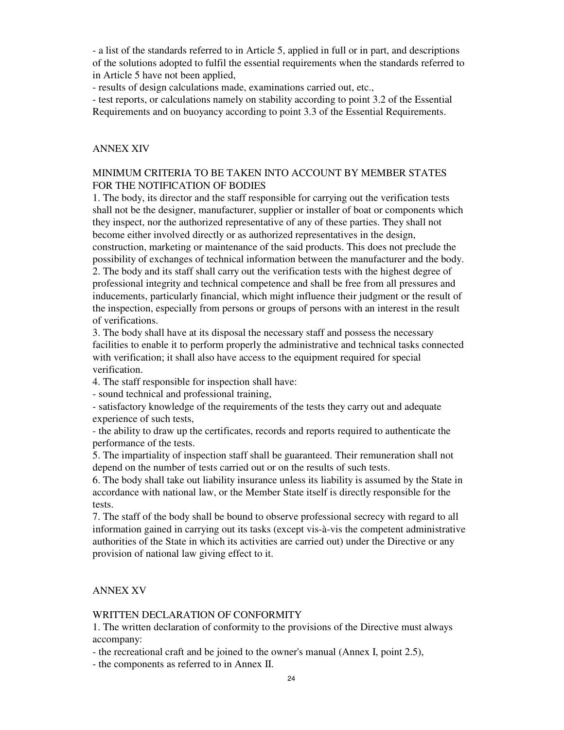- a list of the standards referred to in Article 5, applied in full or in part, and descriptions of the solutions adopted to fulfil the essential requirements when the standards referred to in Article 5 have not been applied,

- results of design calculations made, examinations carried out, etc.,

- test reports, or calculations namely on stability according to point 3.2 of the Essential Requirements and on buoyancy according to point 3.3 of the Essential Requirements.

## ANNEX XIV

### MINIMUM CRITERIA TO BE TAKEN INTO ACCOUNT BY MEMBER STATES FOR THE NOTIFICATION OF BODIES

1. The body, its director and the staff responsible for carrying out the verification tests shall not be the designer, manufacturer, supplier or installer of boat or components which they inspect, nor the authorized representative of any of these parties. They shall not become either involved directly or as authorized representatives in the design, construction, marketing or maintenance of the said products. This does not preclude the possibility of exchanges of technical information between the manufacturer and the body.
2. The body and its staff shall carry out the verification tests with the highest degree of professional integrity and technical competence and shall be free from all pressures and inducements, particularly financial, which might influence their judgment or the result of the inspection, especially from persons or groups of persons with an interest in the result of verifications.
3. The body shall have at its disposal the necessary staff and possess the necessary facilities to enable it to perform properly the administrative and technical tasks connected with verification; it shall also have access to the equipment required for special verification.
4. The staff responsible for inspection shall have:
   - sound technical and professional training,
   - satisfactory knowledge of the requirements of the tests they carry out and adequate experience of such tests,
   - the ability to draw up the certificates, records and reports required to authenticate the performance of the tests.
5. The impartiality of inspection staff shall be guaranteed. Their remuneration shall not depend on the number of tests carried out or on the results of such tests.
6. The body shall take out liability insurance unless its liability is assumed by the State in accordance with national law, or the Member State itself is directly responsible for the tests.
7. The staff of the body shall be bound to observe professional secrecy with regard to all information gained in carrying out its tasks (except vis-à-vis the competent administrative authorities of the State in which its activities are carried out) under the Directive or any provision of national law giving effect to it.

## ANNEX XV

### WRITTEN DECLARATION OF CONFORMITY

1. The written declaration of conformity to the provisions of the Directive must always accompany:
   - the recreational craft and be joined to the owner's manual (Annex I, point 2.5),
   - the components as referred to in Annex II.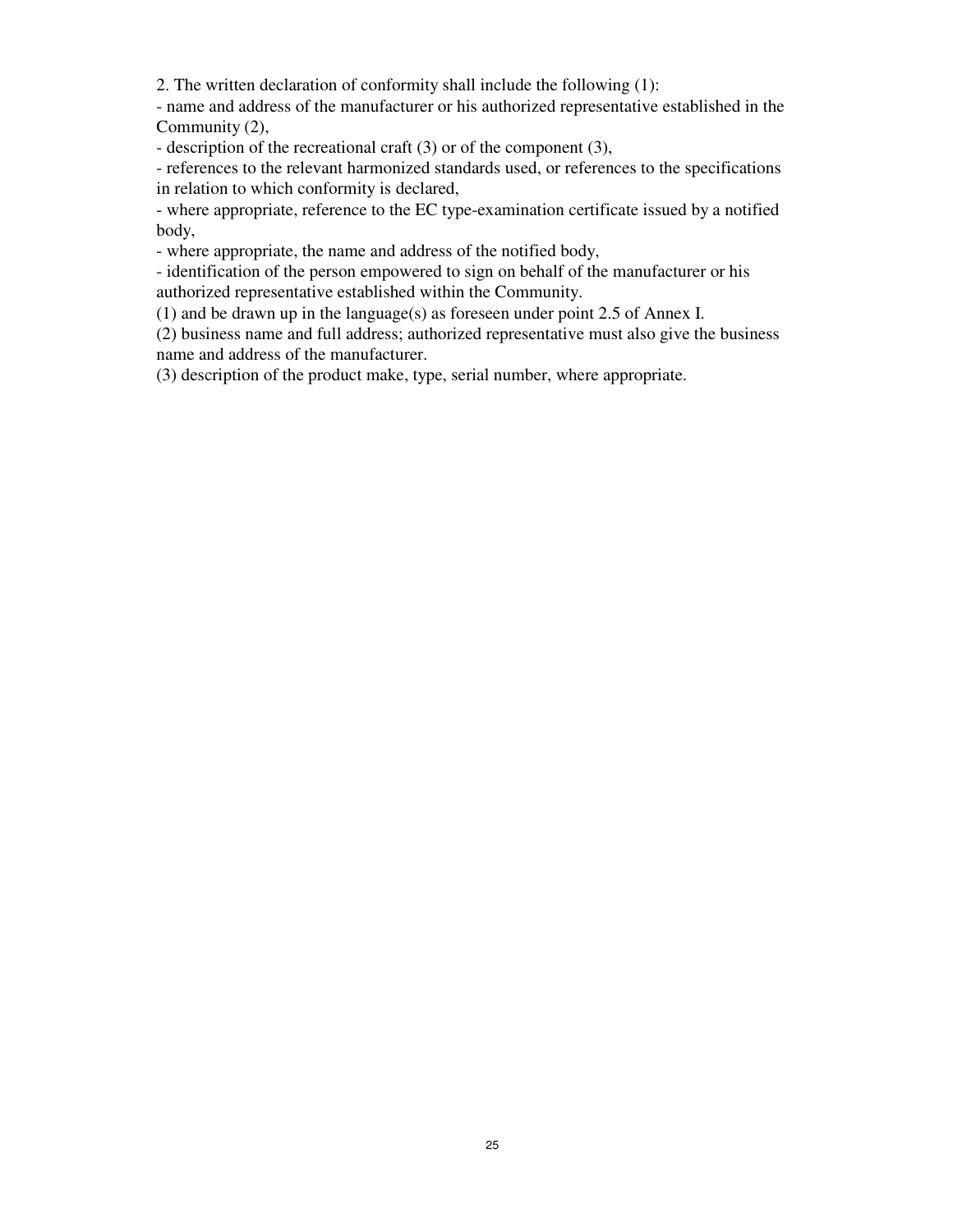2. The written declaration of conformity shall include the following (1):

- name and address of the manufacturer or his authorized representative established in the Community (2),
- description of the recreational craft (3) or of the component (3),
- references to the relevant harmonized standards used, or references to the specifications in relation to which conformity is declared,
- where appropriate, reference to the EC type-examination certificate issued by a notified body,
- where appropriate, the name and address of the notified body,
- identification of the person empowered to sign on behalf of the manufacturer or his authorized representative established within the Community.

(1) and be drawn up in the language(s) as foreseen under point 2.5 of Annex I.

(2) business name and full address; authorized representative must also give the business name and address of the manufacturer.

(3) description of the product make, type, serial number, where appropriate.